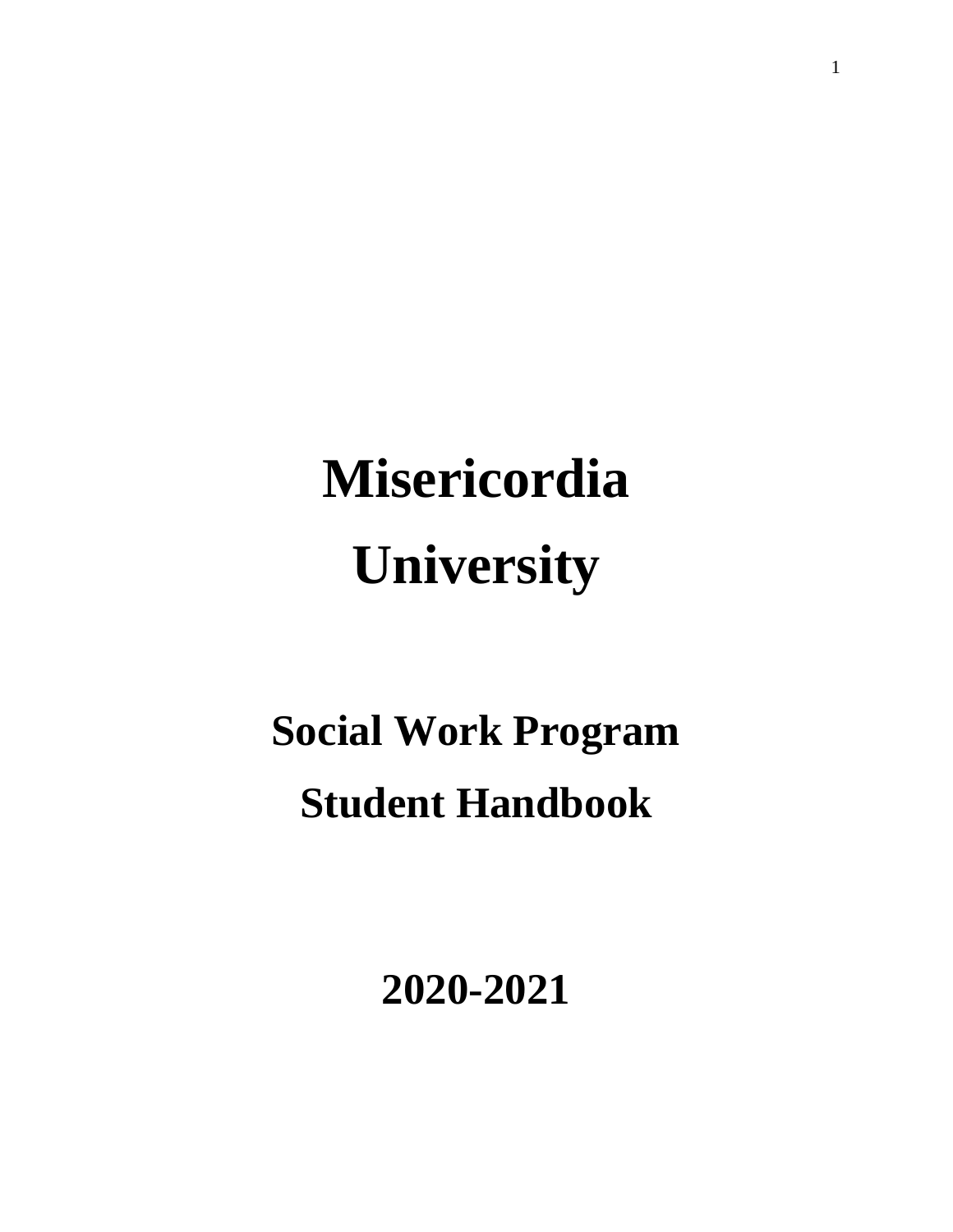# Misericordia University

## Social Work Program Student Handbook

## 2020-2021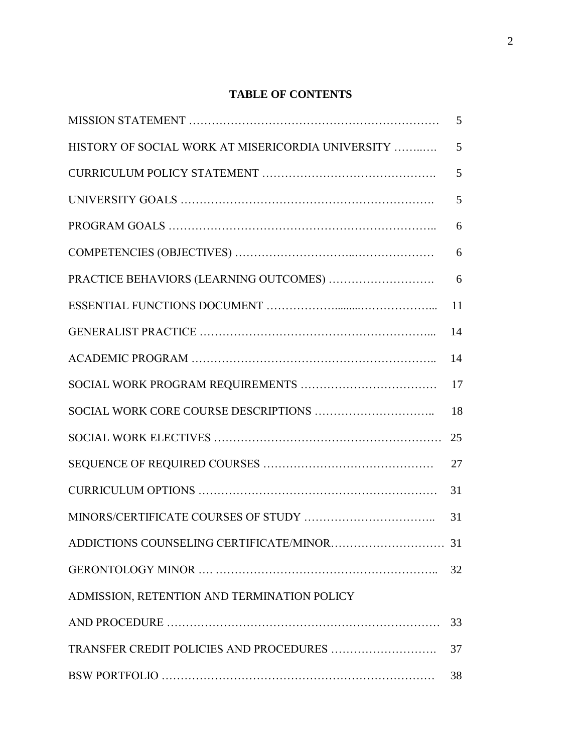## TABLE OF CONTENTS

| | |
|---|---|
| MISSION STATEMENT | 5 |
| HISTORY OF SOCIAL WORK AT MISERICORDIA UNIVERSITY | 5 |
| CURRICULUM POLICY STATEMENT | 5 |
| UNIVERSITY GOALS | 5 |
| PROGRAM GOALS | 6 |
| COMPETENCIES (OBJECTIVES) | 6 |
| PRACTICE BEHAVIORS (LEARNING OUTCOMES) | 6 |
| ESSENTIAL FUNCTIONS DOCUMENT | 11 |
| GENERALIST PRACTICE | 14 |
| ACADEMIC PROGRAM | 14 |
| SOCIAL WORK PROGRAM REQUIREMENTS | 17 |
| SOCIAL WORK CORE COURSE DESCRIPTIONS | 18 |
| SOCIAL WORK ELECTIVES | 25 |
| SEQUENCE OF REQUIRED COURSES | 27 |
| CURRICULUM OPTIONS | 31 |
| MINORS/CERTIFICATE COURSES OF STUDY | 31 |
| ADDICTIONS COUNSELING CERTIFICATE/MINOR | 31 |
| GERONTOLOGY MINOR | 32 |
| ADMISSION, RETENTION AND TERMINATION POLICY AND PROCEDURE | 33 |
| TRANSFER CREDIT POLICIES AND PROCEDURES | 37 |
| BSW PORTFOLIO | 38 |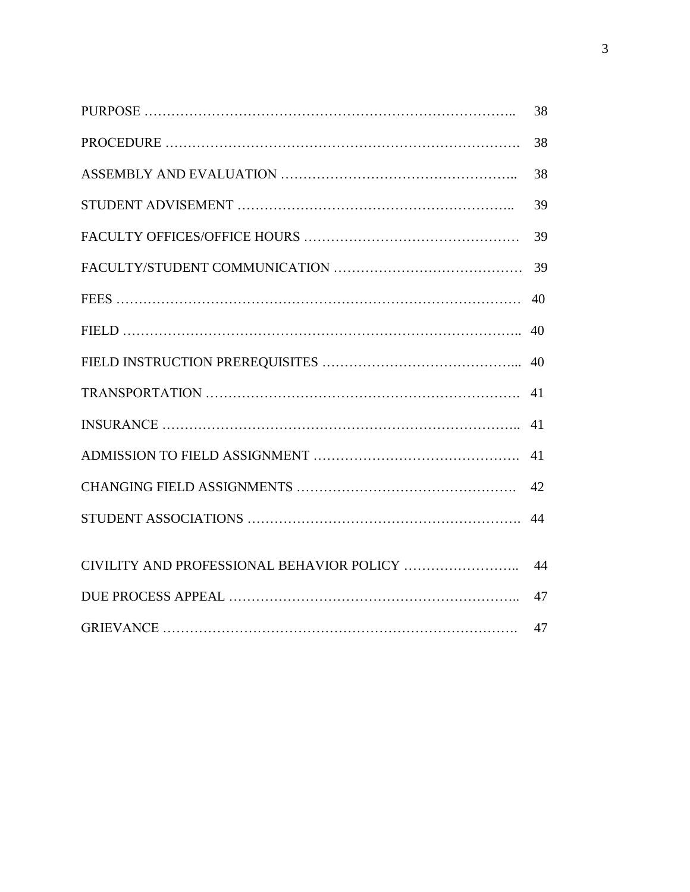PURPOSE …………………………………………………………………….. 38

PROCEDURE ……………………………………………………………………. 38

ASSEMBLY AND EVALUATION …………………………………………….. 38

STUDENT ADVISEMENT …………………………………………………….. 39

FACULTY OFFICES/OFFICE HOURS ………………………………………… 39

FACULTY/STUDENT COMMUNICATION …………………………………… 39

FEES ……………………………………………………………………………… 40

FIELD …………………………………………………………………………….. 40

FIELD INSTRUCTION PREREQUISITES ……………………………………... 40

TRANSPORTATION ……………………………………………………………. 41

INSURANCE …………………………………………………………………….. 41

ADMISSION TO FIELD ASSIGNMENT ………………………………………. 41

CHANGING FIELD ASSIGNMENTS …………………………………………. 42

STUDENT ASSOCIATIONS ……………………………………………………. 44

CIVILITY AND PROFESSIONAL BEHAVIOR POLICY …………………….. 44

DUE PROCESS APPEAL ……………………………………………………….. 47

GRIEVANCE ……………………………………………………………………. 47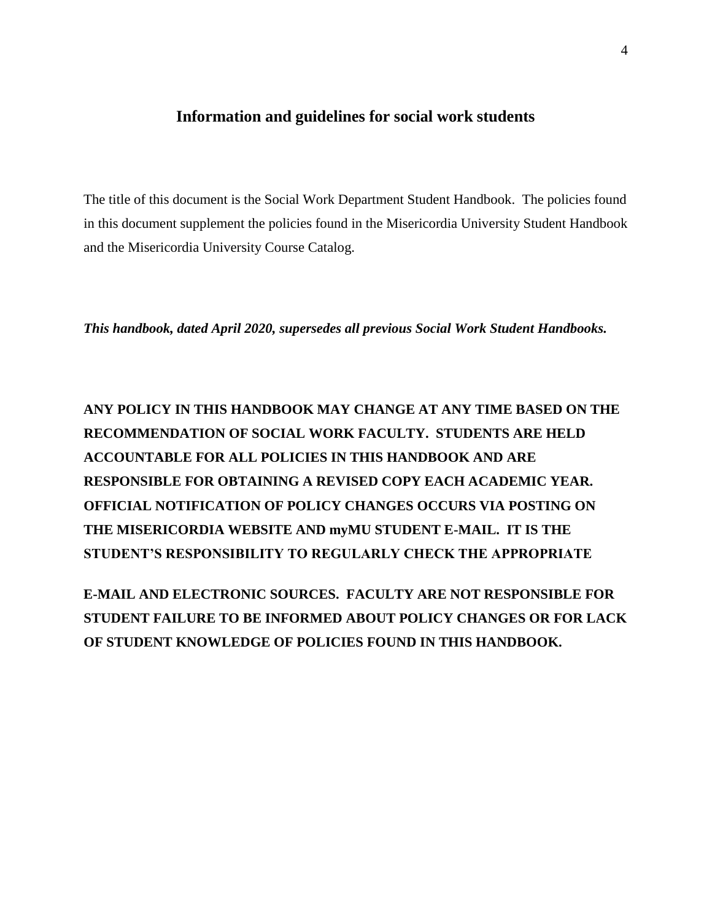## Information and guidelines for social work students

The title of this document is the Social Work Department Student Handbook. The policies found in this document supplement the policies found in the Misericordia University Student Handbook and the Misericordia University Course Catalog.

***This handbook, dated April 2020, supersedes all previous Social Work Student Handbooks.***

**ANY POLICY IN THIS HANDBOOK MAY CHANGE AT ANY TIME BASED ON THE RECOMMENDATION OF SOCIAL WORK FACULTY. STUDENTS ARE HELD ACCOUNTABLE FOR ALL POLICIES IN THIS HANDBOOK AND ARE RESPONSIBLE FOR OBTAINING A REVISED COPY EACH ACADEMIC YEAR. OFFICIAL NOTIFICATION OF POLICY CHANGES OCCURS VIA POSTING ON THE MISERICORDIA WEBSITE AND myMU STUDENT E-MAIL. IT IS THE STUDENT'S RESPONSIBILITY TO REGULARLY CHECK THE APPROPRIATE E-MAIL AND ELECTRONIC SOURCES. FACULTY ARE NOT RESPONSIBLE FOR STUDENT FAILURE TO BE INFORMED ABOUT POLICY CHANGES OR FOR LACK OF STUDENT KNOWLEDGE OF POLICIES FOUND IN THIS HANDBOOK.**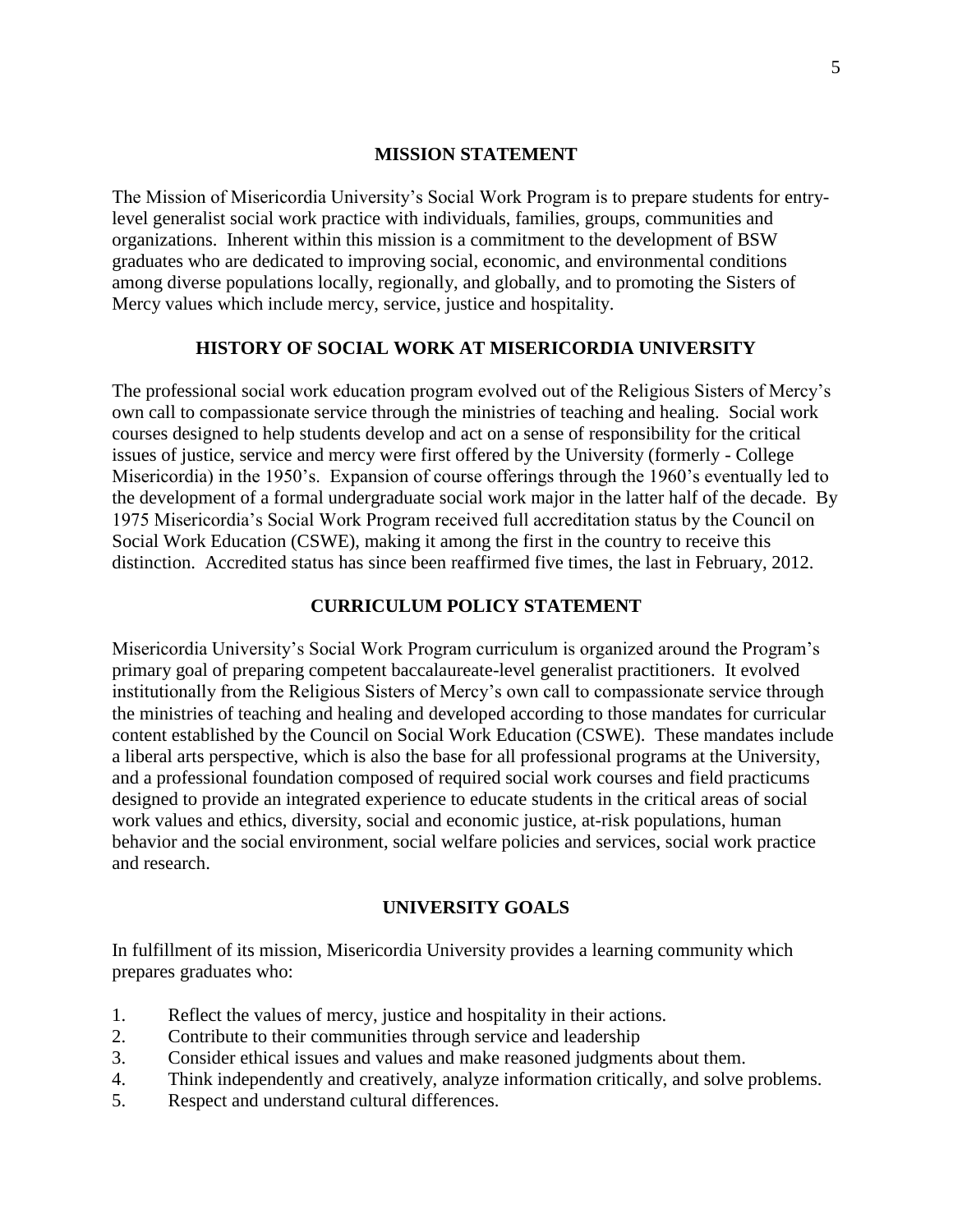## MISSION STATEMENT

The Mission of Misericordia University's Social Work Program is to prepare students for entry-level generalist social work practice with individuals, families, groups, communities and organizations. Inherent within this mission is a commitment to the development of BSW graduates who are dedicated to improving social, economic, and environmental conditions among diverse populations locally, regionally, and globally, and to promoting the Sisters of Mercy values which include mercy, service, justice and hospitality.

## HISTORY OF SOCIAL WORK AT MISERICORDIA UNIVERSITY

The professional social work education program evolved out of the Religious Sisters of Mercy's own call to compassionate service through the ministries of teaching and healing. Social work courses designed to help students develop and act on a sense of responsibility for the critical issues of justice, service and mercy were first offered by the University (formerly - College Misericordia) in the 1950's. Expansion of course offerings through the 1960's eventually led to the development of a formal undergraduate social work major in the latter half of the decade. By 1975 Misericordia's Social Work Program received full accreditation status by the Council on Social Work Education (CSWE), making it among the first in the country to receive this distinction. Accredited status has since been reaffirmed five times, the last in February, 2012.

## CURRICULUM POLICY STATEMENT

Misericordia University's Social Work Program curriculum is organized around the Program's primary goal of preparing competent baccalaureate-level generalist practitioners. It evolved institutionally from the Religious Sisters of Mercy's own call to compassionate service through the ministries of teaching and healing and developed according to those mandates for curricular content established by the Council on Social Work Education (CSWE). These mandates include a liberal arts perspective, which is also the base for all professional programs at the University, and a professional foundation composed of required social work courses and field practicums designed to provide an integrated experience to educate students in the critical areas of social work values and ethics, diversity, social and economic justice, at-risk populations, human behavior and the social environment, social welfare policies and services, social work practice and research.

## UNIVERSITY GOALS

In fulfillment of its mission, Misericordia University provides a learning community which prepares graduates who:

1. Reflect the values of mercy, justice and hospitality in their actions.
2. Contribute to their communities through service and leadership
3. Consider ethical issues and values and make reasoned judgments about them.
4. Think independently and creatively, analyze information critically, and solve problems.
5. Respect and understand cultural differences.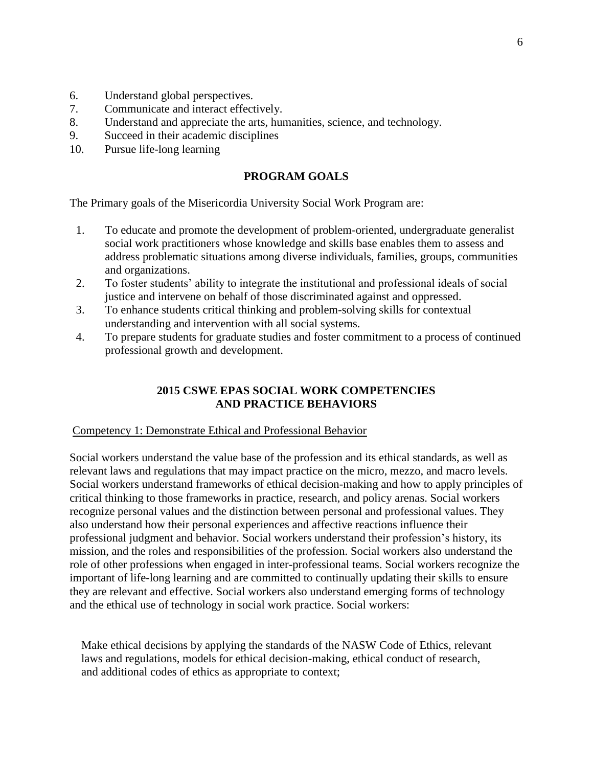6. Understand global perspectives.
7. Communicate and interact effectively.
8. Understand and appreciate the arts, humanities, science, and technology.
9. Succeed in their academic disciplines
10. Pursue life-long learning

## PROGRAM GOALS

The Primary goals of the Misericordia University Social Work Program are:

1. To educate and promote the development of problem-oriented, undergraduate generalist social work practitioners whose knowledge and skills base enables them to assess and address problematic situations among diverse individuals, families, groups, communities and organizations.
2. To foster students' ability to integrate the institutional and professional ideals of social justice and intervene on behalf of those discriminated against and oppressed.
3. To enhance students critical thinking and problem-solving skills for contextual understanding and intervention with all social systems.
4. To prepare students for graduate studies and foster commitment to a process of continued professional growth and development.

## 2015 CSWE EPAS SOCIAL WORK COMPETENCIES AND PRACTICE BEHAVIORS

### Competency 1: Demonstrate Ethical and Professional Behavior

Social workers understand the value base of the profession and its ethical standards, as well as relevant laws and regulations that may impact practice on the micro, mezzo, and macro levels. Social workers understand frameworks of ethical decision-making and how to apply principles of critical thinking to those frameworks in practice, research, and policy arenas. Social workers recognize personal values and the distinction between personal and professional values. They also understand how their personal experiences and affective reactions influence their professional judgment and behavior. Social workers understand their profession's history, its mission, and the roles and responsibilities of the profession. Social workers also understand the role of other professions when engaged in inter-professional teams. Social workers recognize the important of life-long learning and are committed to continually updating their skills to ensure they are relevant and effective. Social workers also understand emerging forms of technology and the ethical use of technology in social work practice. Social workers:

Make ethical decisions by applying the standards of the NASW Code of Ethics, relevant laws and regulations, models for ethical decision-making, ethical conduct of research, and additional codes of ethics as appropriate to context;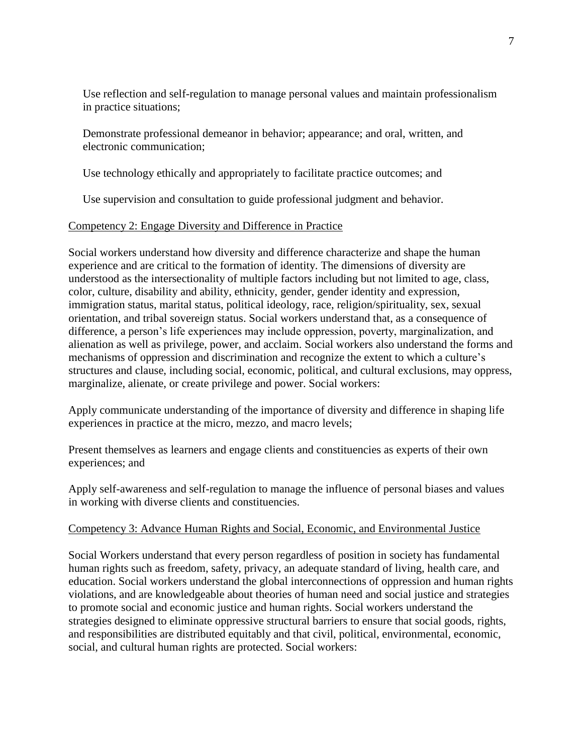Use reflection and self-regulation to manage personal values and maintain professionalism in practice situations;

Demonstrate professional demeanor in behavior; appearance; and oral, written, and electronic communication;

Use technology ethically and appropriately to facilitate practice outcomes; and

Use supervision and consultation to guide professional judgment and behavior.

Competency 2: Engage Diversity and Difference in Practice

Social workers understand how diversity and difference characterize and shape the human experience and are critical to the formation of identity. The dimensions of diversity are understood as the intersectionality of multiple factors including but not limited to age, class, color, culture, disability and ability, ethnicity, gender, gender identity and expression, immigration status, marital status, political ideology, race, religion/spirituality, sex, sexual orientation, and tribal sovereign status. Social workers understand that, as a consequence of difference, a person's life experiences may include oppression, poverty, marginalization, and alienation as well as privilege, power, and acclaim. Social workers also understand the forms and mechanisms of oppression and discrimination and recognize the extent to which a culture's structures and clause, including social, economic, political, and cultural exclusions, may oppress, marginalize, alienate, or create privilege and power. Social workers:

Apply communicate understanding of the importance of diversity and difference in shaping life experiences in practice at the micro, mezzo, and macro levels;

Present themselves as learners and engage clients and constituencies as experts of their own experiences; and

Apply self-awareness and self-regulation to manage the influence of personal biases and values in working with diverse clients and constituencies.

Competency 3: Advance Human Rights and Social, Economic, and Environmental Justice

Social Workers understand that every person regardless of position in society has fundamental human rights such as freedom, safety, privacy, an adequate standard of living, health care, and education. Social workers understand the global interconnections of oppression and human rights violations, and are knowledgeable about theories of human need and social justice and strategies to promote social and economic justice and human rights. Social workers understand the strategies designed to eliminate oppressive structural barriers to ensure that social goods, rights, and responsibilities are distributed equitably and that civil, political, environmental, economic, social, and cultural human rights are protected. Social workers: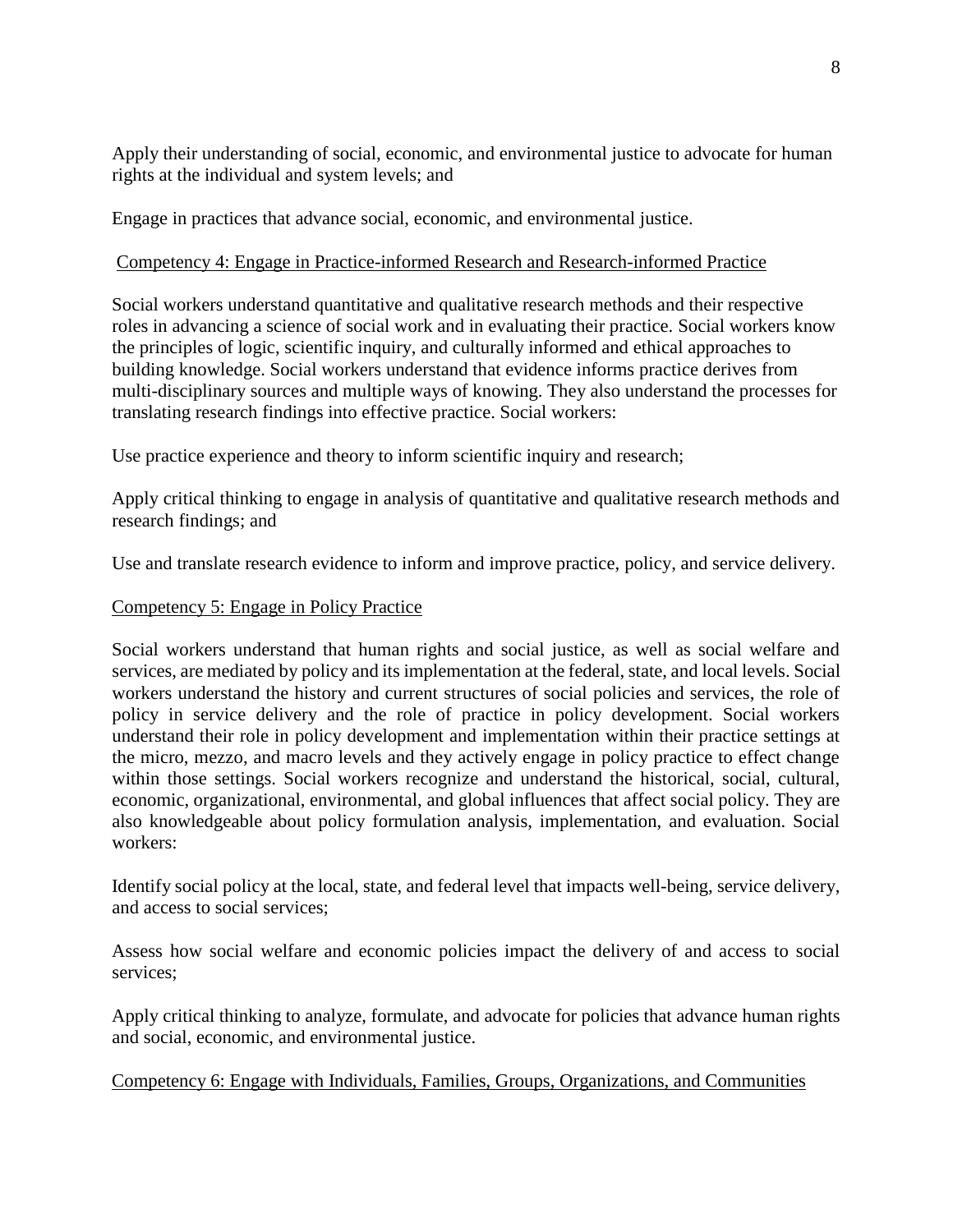Apply their understanding of social, economic, and environmental justice to advocate for human rights at the individual and system levels; and

Engage in practices that advance social, economic, and environmental justice.

Competency 4: Engage in Practice-informed Research and Research-informed Practice

Social workers understand quantitative and qualitative research methods and their respective roles in advancing a science of social work and in evaluating their practice. Social workers know the principles of logic, scientific inquiry, and culturally informed and ethical approaches to building knowledge. Social workers understand that evidence informs practice derives from multi-disciplinary sources and multiple ways of knowing. They also understand the processes for translating research findings into effective practice. Social workers:

Use practice experience and theory to inform scientific inquiry and research;

Apply critical thinking to engage in analysis of quantitative and qualitative research methods and research findings; and

Use and translate research evidence to inform and improve practice, policy, and service delivery.

Competency 5: Engage in Policy Practice

Social workers understand that human rights and social justice, as well as social welfare and services, are mediated by policy and its implementation at the federal, state, and local levels. Social workers understand the history and current structures of social policies and services, the role of policy in service delivery and the role of practice in policy development. Social workers understand their role in policy development and implementation within their practice settings at the micro, mezzo, and macro levels and they actively engage in policy practice to effect change within those settings. Social workers recognize and understand the historical, social, cultural, economic, organizational, environmental, and global influences that affect social policy. They are also knowledgeable about policy formulation analysis, implementation, and evaluation. Social workers:

Identify social policy at the local, state, and federal level that impacts well-being, service delivery, and access to social services;

Assess how social welfare and economic policies impact the delivery of and access to social services;

Apply critical thinking to analyze, formulate, and advocate for policies that advance human rights and social, economic, and environmental justice.

Competency 6: Engage with Individuals, Families, Groups, Organizations, and Communities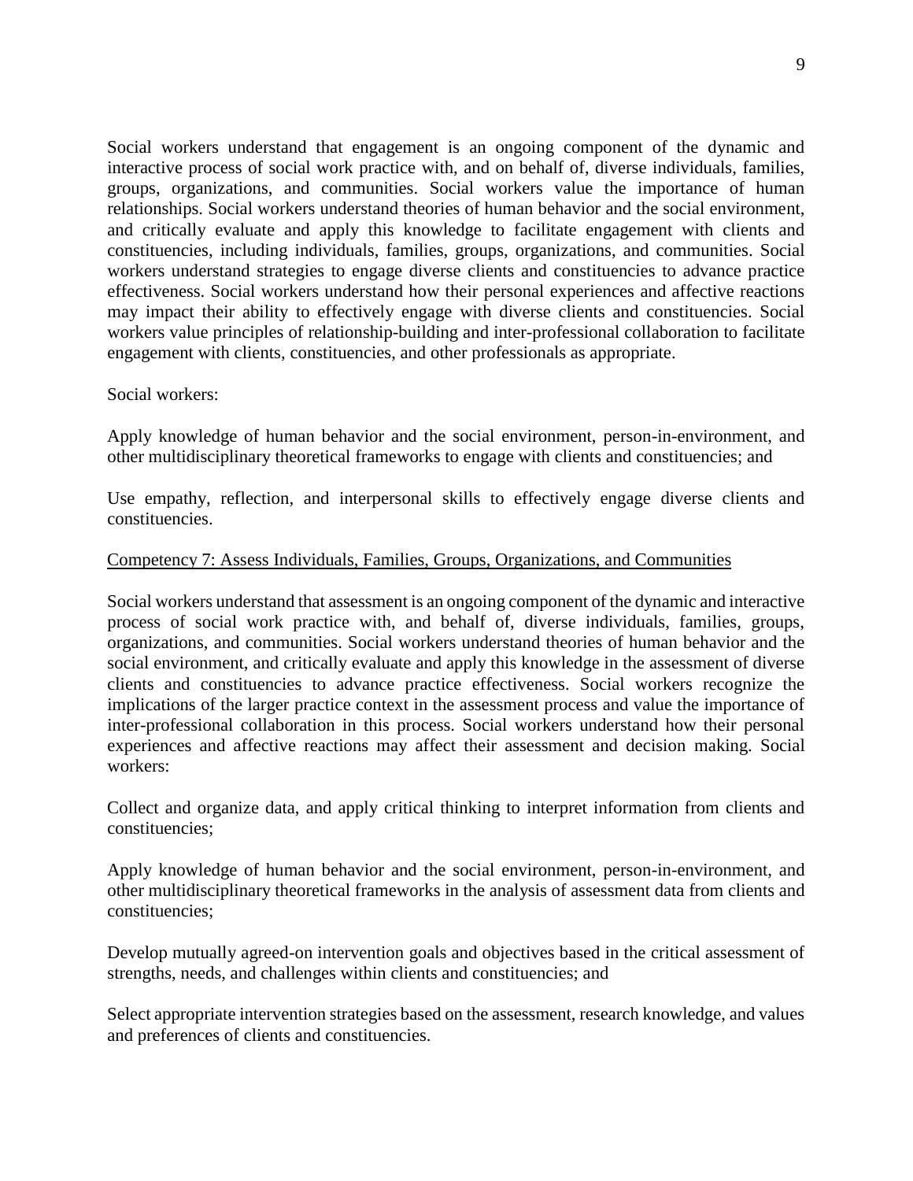Social workers understand that engagement is an ongoing component of the dynamic and interactive process of social work practice with, and on behalf of, diverse individuals, families, groups, organizations, and communities. Social workers value the importance of human relationships. Social workers understand theories of human behavior and the social environment, and critically evaluate and apply this knowledge to facilitate engagement with clients and constituencies, including individuals, families, groups, organizations, and communities. Social workers understand strategies to engage diverse clients and constituencies to advance practice effectiveness. Social workers understand how their personal experiences and affective reactions may impact their ability to effectively engage with diverse clients and constituencies. Social workers value principles of relationship-building and inter-professional collaboration to facilitate engagement with clients, constituencies, and other professionals as appropriate.

Social workers:

Apply knowledge of human behavior and the social environment, person-in-environment, and other multidisciplinary theoretical frameworks to engage with clients and constituencies; and

Use empathy, reflection, and interpersonal skills to effectively engage diverse clients and constituencies.

<u>Competency 7: Assess Individuals, Families, Groups, Organizations, and Communities</u>

Social workers understand that assessment is an ongoing component of the dynamic and interactive process of social work practice with, and behalf of, diverse individuals, families, groups, organizations, and communities. Social workers understand theories of human behavior and the social environment, and critically evaluate and apply this knowledge in the assessment of diverse clients and constituencies to advance practice effectiveness. Social workers recognize the implications of the larger practice context in the assessment process and value the importance of inter-professional collaboration in this process. Social workers understand how their personal experiences and affective reactions may affect their assessment and decision making. Social workers:

Collect and organize data, and apply critical thinking to interpret information from clients and constituencies;

Apply knowledge of human behavior and the social environment, person-in-environment, and other multidisciplinary theoretical frameworks in the analysis of assessment data from clients and constituencies;

Develop mutually agreed-on intervention goals and objectives based in the critical assessment of strengths, needs, and challenges within clients and constituencies; and

Select appropriate intervention strategies based on the assessment, research knowledge, and values and preferences of clients and constituencies.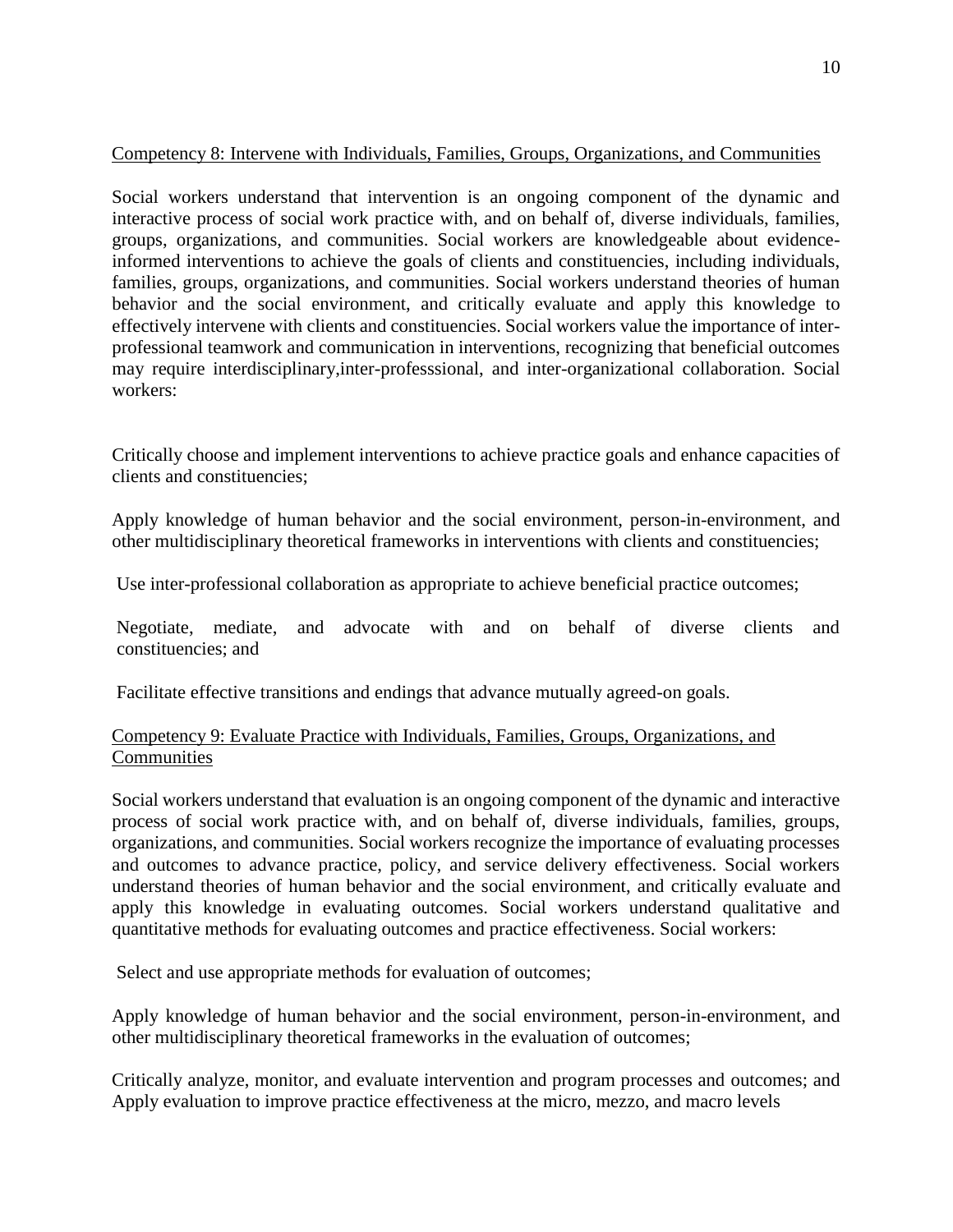Competency 8: Intervene with Individuals, Families, Groups, Organizations, and Communities

Social workers understand that intervention is an ongoing component of the dynamic and interactive process of social work practice with, and on behalf of, diverse individuals, families, groups, organizations, and communities. Social workers are knowledgeable about evidence-informed interventions to achieve the goals of clients and constituencies, including individuals, families, groups, organizations, and communities. Social workers understand theories of human behavior and the social environment, and critically evaluate and apply this knowledge to effectively intervene with clients and constituencies. Social workers value the importance of inter-professional teamwork and communication in interventions, recognizing that beneficial outcomes may require interdisciplinary,inter-professsional, and inter-organizational collaboration. Social workers:

Critically choose and implement interventions to achieve practice goals and enhance capacities of clients and constituencies;

Apply knowledge of human behavior and the social environment, person-in-environment, and other multidisciplinary theoretical frameworks in interventions with clients and constituencies;

Use inter-professional collaboration as appropriate to achieve beneficial practice outcomes;

Negotiate, mediate, and advocate with and on behalf of diverse clients and constituencies; and

Facilitate effective transitions and endings that advance mutually agreed-on goals.

Competency 9: Evaluate Practice with Individuals, Families, Groups, Organizations, and Communities

Social workers understand that evaluation is an ongoing component of the dynamic and interactive process of social work practice with, and on behalf of, diverse individuals, families, groups, organizations, and communities. Social workers recognize the importance of evaluating processes and outcomes to advance practice, policy, and service delivery effectiveness. Social workers understand theories of human behavior and the social environment, and critically evaluate and apply this knowledge in evaluating outcomes. Social workers understand qualitative and quantitative methods for evaluating outcomes and practice effectiveness. Social workers:

Select and use appropriate methods for evaluation of outcomes;

Apply knowledge of human behavior and the social environment, person-in-environment, and other multidisciplinary theoretical frameworks in the evaluation of outcomes;

Critically analyze, monitor, and evaluate intervention and program processes and outcomes; and
Apply evaluation to improve practice effectiveness at the micro, mezzo, and macro levels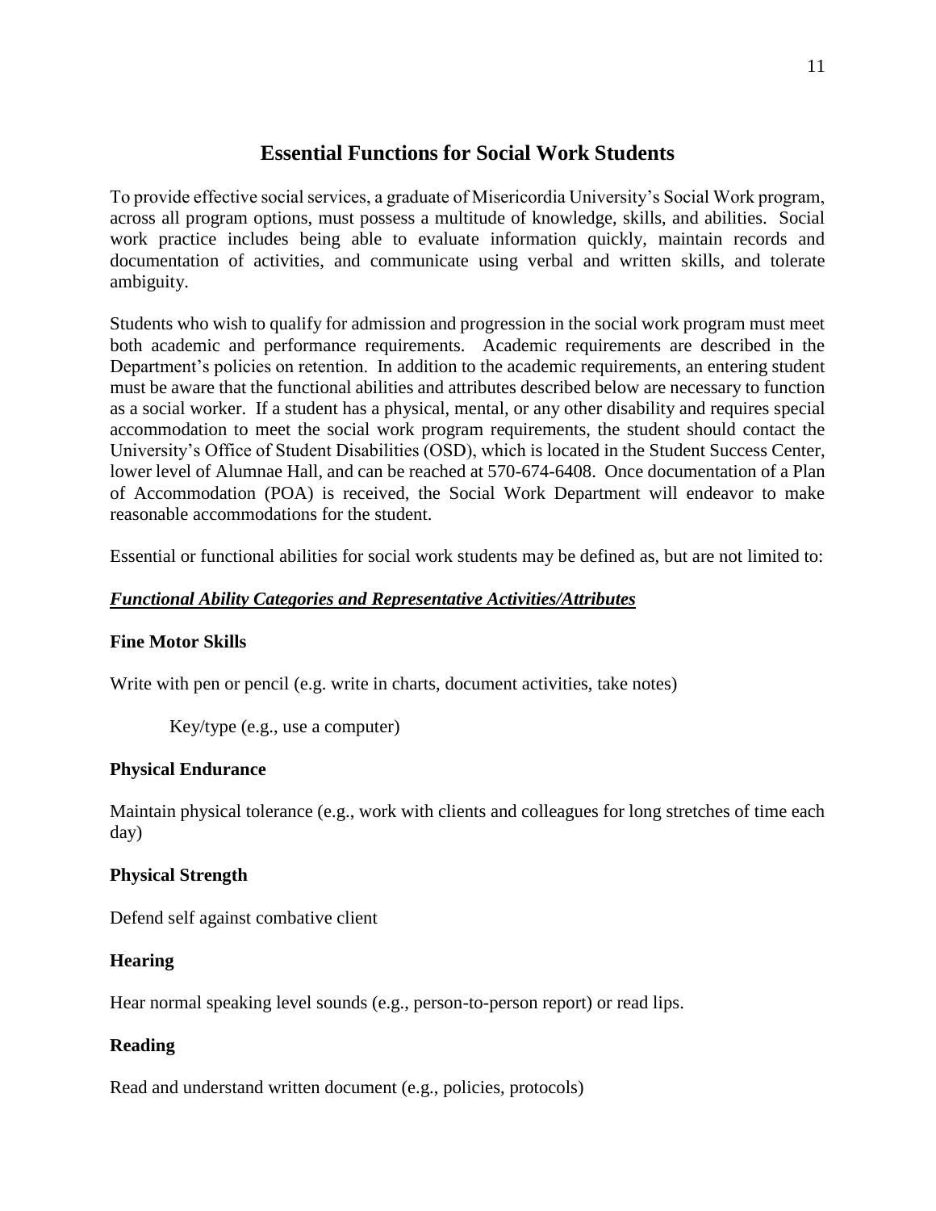# Essential Functions for Social Work Students

To provide effective social services, a graduate of Misericordia University's Social Work program, across all program options, must possess a multitude of knowledge, skills, and abilities. Social work practice includes being able to evaluate information quickly, maintain records and documentation of activities, and communicate using verbal and written skills, and tolerate ambiguity.

Students who wish to qualify for admission and progression in the social work program must meet both academic and performance requirements. Academic requirements are described in the Department's policies on retention. In addition to the academic requirements, an entering student must be aware that the functional abilities and attributes described below are necessary to function as a social worker. If a student has a physical, mental, or any other disability and requires special accommodation to meet the social work program requirements, the student should contact the University's Office of Student Disabilities (OSD), which is located in the Student Success Center, lower level of Alumnae Hall, and can be reached at 570-674-6408. Once documentation of a Plan of Accommodation (POA) is received, the Social Work Department will endeavor to make reasonable accommodations for the student.

Essential or functional abilities for social work students may be defined as, but are not limited to:

***Functional Ability Categories and Representative Activities/Attributes***

**Fine Motor Skills**

Write with pen or pencil (e.g. write in charts, document activities, take notes)

Key/type (e.g., use a computer)

**Physical Endurance**

Maintain physical tolerance (e.g., work with clients and colleagues for long stretches of time each day)

**Physical Strength**

Defend self against combative client

**Hearing**

Hear normal speaking level sounds (e.g., person-to-person report) or read lips.

**Reading**

Read and understand written document (e.g., policies, protocols)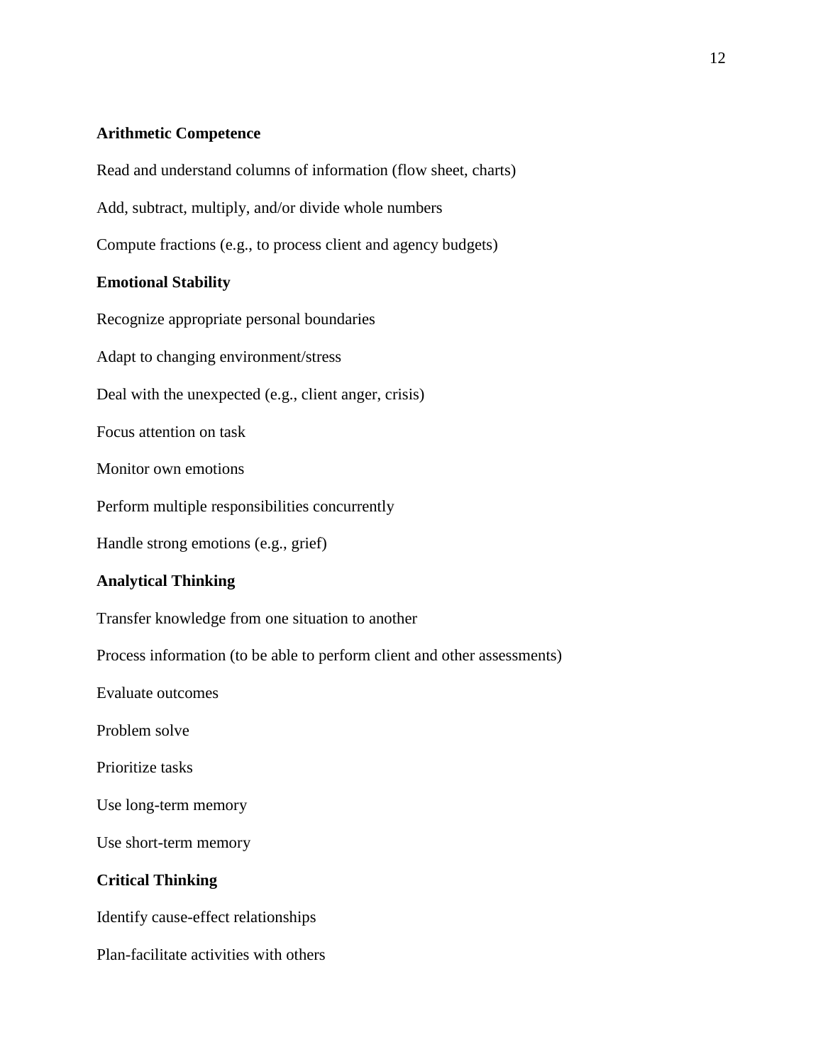**Arithmetic Competence**

Read and understand columns of information (flow sheet, charts)

Add, subtract, multiply, and/or divide whole numbers

Compute fractions (e.g., to process client and agency budgets)

**Emotional Stability**

Recognize appropriate personal boundaries

Adapt to changing environment/stress

Deal with the unexpected (e.g., client anger, crisis)

Focus attention on task

Monitor own emotions

Perform multiple responsibilities concurrently

Handle strong emotions (e.g., grief)

**Analytical Thinking**

Transfer knowledge from one situation to another

Process information (to be able to perform client and other assessments)

Evaluate outcomes

Problem solve

Prioritize tasks

Use long-term memory

Use short-term memory

**Critical Thinking**

Identify cause-effect relationships

Plan-facilitate activities with others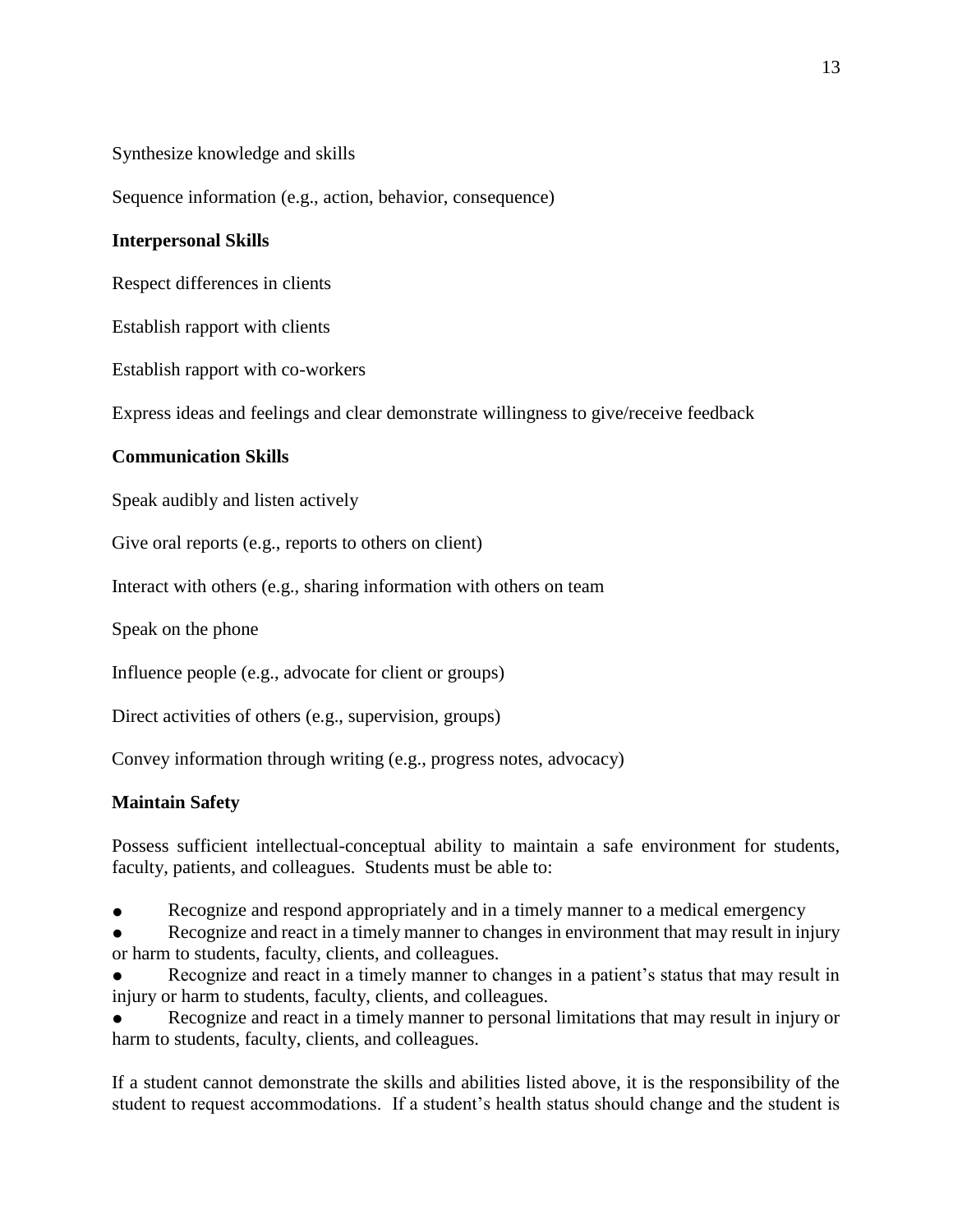Synthesize knowledge and skills

Sequence information (e.g., action, behavior, consequence)

**Interpersonal Skills**

Respect differences in clients

Establish rapport with clients

Establish rapport with co-workers

Express ideas and feelings and clear demonstrate willingness to give/receive feedback

**Communication Skills**

Speak audibly and listen actively

Give oral reports (e.g., reports to others on client)

Interact with others (e.g., sharing information with others on team

Speak on the phone

Influence people (e.g., advocate for client or groups)

Direct activities of others (e.g., supervision, groups)

Convey information through writing (e.g., progress notes, advocacy)

**Maintain Safety**

Possess sufficient intellectual-conceptual ability to maintain a safe environment for students, faculty, patients, and colleagues. Students must be able to:

- Recognize and respond appropriately and in a timely manner to a medical emergency
- Recognize and react in a timely manner to changes in environment that may result in injury or harm to students, faculty, clients, and colleagues.
- Recognize and react in a timely manner to changes in a patient's status that may result in injury or harm to students, faculty, clients, and colleagues.
- Recognize and react in a timely manner to personal limitations that may result in injury or harm to students, faculty, clients, and colleagues.

If a student cannot demonstrate the skills and abilities listed above, it is the responsibility of the student to request accommodations. If a student's health status should change and the student is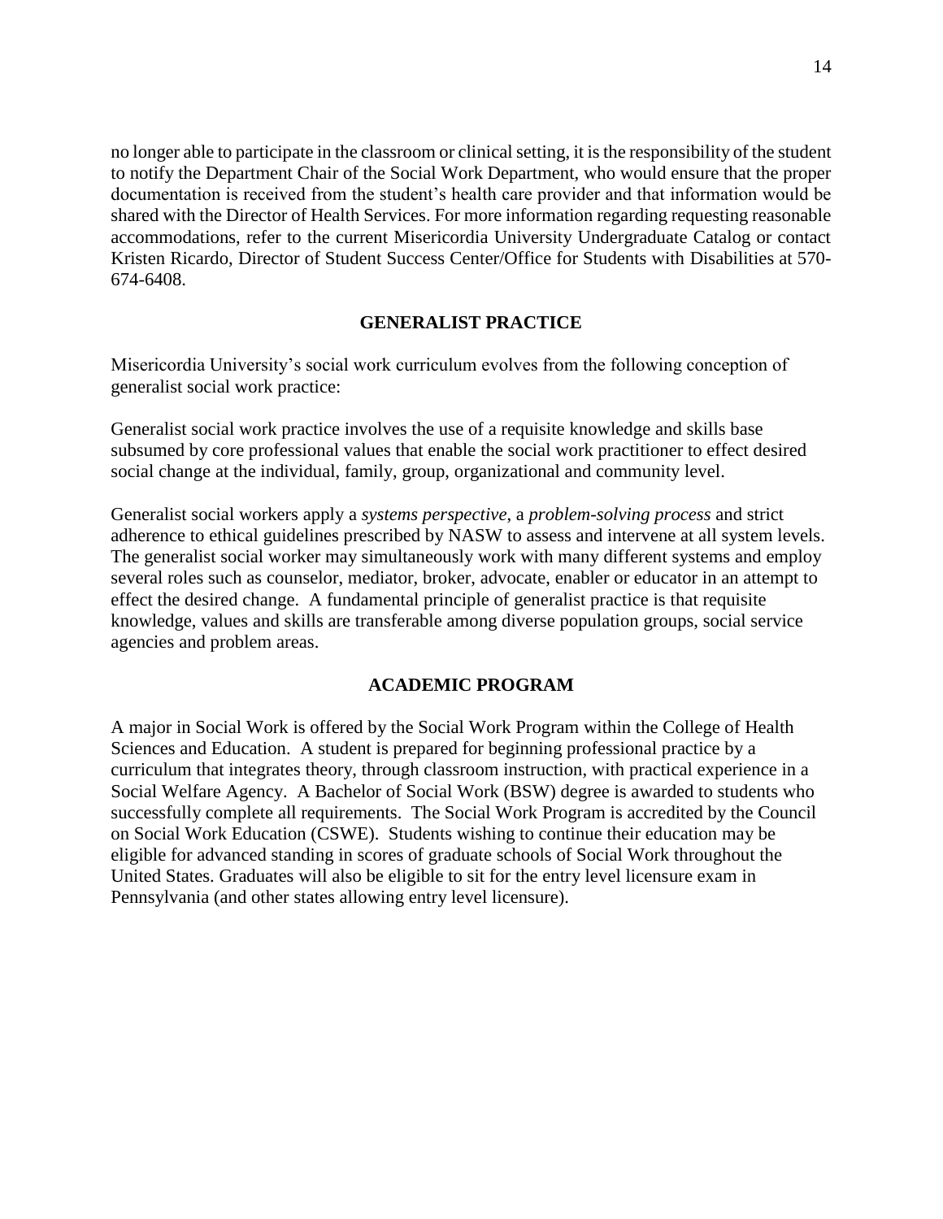no longer able to participate in the classroom or clinical setting, it is the responsibility of the student to notify the Department Chair of the Social Work Department, who would ensure that the proper documentation is received from the student's health care provider and that information would be shared with the Director of Health Services. For more information regarding requesting reasonable accommodations, refer to the current Misericordia University Undergraduate Catalog or contact Kristen Ricardo, Director of Student Success Center/Office for Students with Disabilities at 570-674-6408.

## GENERALIST PRACTICE

Misericordia University's social work curriculum evolves from the following conception of generalist social work practice:

Generalist social work practice involves the use of a requisite knowledge and skills base subsumed by core professional values that enable the social work practitioner to effect desired social change at the individual, family, group, organizational and community level.

Generalist social workers apply a *systems perspective*, a *problem-solving process* and strict adherence to ethical guidelines prescribed by NASW to assess and intervene at all system levels. The generalist social worker may simultaneously work with many different systems and employ several roles such as counselor, mediator, broker, advocate, enabler or educator in an attempt to effect the desired change. A fundamental principle of generalist practice is that requisite knowledge, values and skills are transferable among diverse population groups, social service agencies and problem areas.

## ACADEMIC PROGRAM

A major in Social Work is offered by the Social Work Program within the College of Health Sciences and Education. A student is prepared for beginning professional practice by a curriculum that integrates theory, through classroom instruction, with practical experience in a Social Welfare Agency. A Bachelor of Social Work (BSW) degree is awarded to students who successfully complete all requirements. The Social Work Program is accredited by the Council on Social Work Education (CSWE). Students wishing to continue their education may be eligible for advanced standing in scores of graduate schools of Social Work throughout the United States. Graduates will also be eligible to sit for the entry level licensure exam in Pennsylvania (and other states allowing entry level licensure).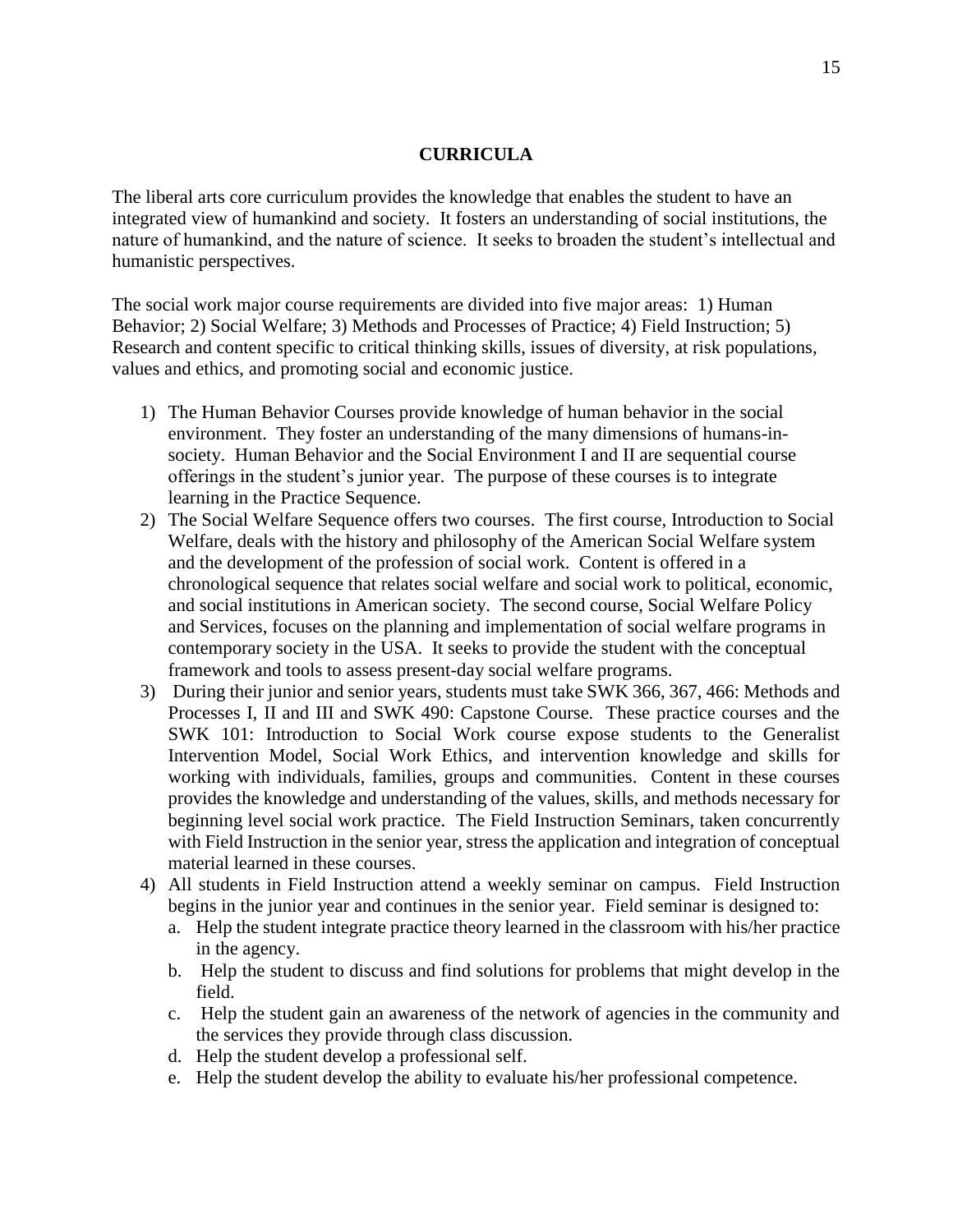# CURRICULA

The liberal arts core curriculum provides the knowledge that enables the student to have an integrated view of humankind and society. It fosters an understanding of social institutions, the nature of humankind, and the nature of science. It seeks to broaden the student's intellectual and humanistic perspectives.

The social work major course requirements are divided into five major areas: 1) Human Behavior; 2) Social Welfare; 3) Methods and Processes of Practice; 4) Field Instruction; 5) Research and content specific to critical thinking skills, issues of diversity, at risk populations, values and ethics, and promoting social and economic justice.

1) The Human Behavior Courses provide knowledge of human behavior in the social environment. They foster an understanding of the many dimensions of humans-in-society. Human Behavior and the Social Environment I and II are sequential course offerings in the student's junior year. The purpose of these courses is to integrate learning in the Practice Sequence.
2) The Social Welfare Sequence offers two courses. The first course, Introduction to Social Welfare, deals with the history and philosophy of the American Social Welfare system and the development of the profession of social work. Content is offered in a chronological sequence that relates social welfare and social work to political, economic, and social institutions in American society. The second course, Social Welfare Policy and Services, focuses on the planning and implementation of social welfare programs in contemporary society in the USA. It seeks to provide the student with the conceptual framework and tools to assess present-day social welfare programs.
3) During their junior and senior years, students must take SWK 366, 367, 466: Methods and Processes I, II and III and SWK 490: Capstone Course. These practice courses and the SWK 101: Introduction to Social Work course expose students to the Generalist Intervention Model, Social Work Ethics, and intervention knowledge and skills for working with individuals, families, groups and communities. Content in these courses provides the knowledge and understanding of the values, skills, and methods necessary for beginning level social work practice. The Field Instruction Seminars, taken concurrently with Field Instruction in the senior year, stress the application and integration of conceptual material learned in these courses.
4) All students in Field Instruction attend a weekly seminar on campus. Field Instruction begins in the junior year and continues in the senior year. Field seminar is designed to:
   a. Help the student integrate practice theory learned in the classroom with his/her practice in the agency.
   b. Help the student to discuss and find solutions for problems that might develop in the field.
   c. Help the student gain an awareness of the network of agencies in the community and the services they provide through class discussion.
   d. Help the student develop a professional self.
   e. Help the student develop the ability to evaluate his/her professional competence.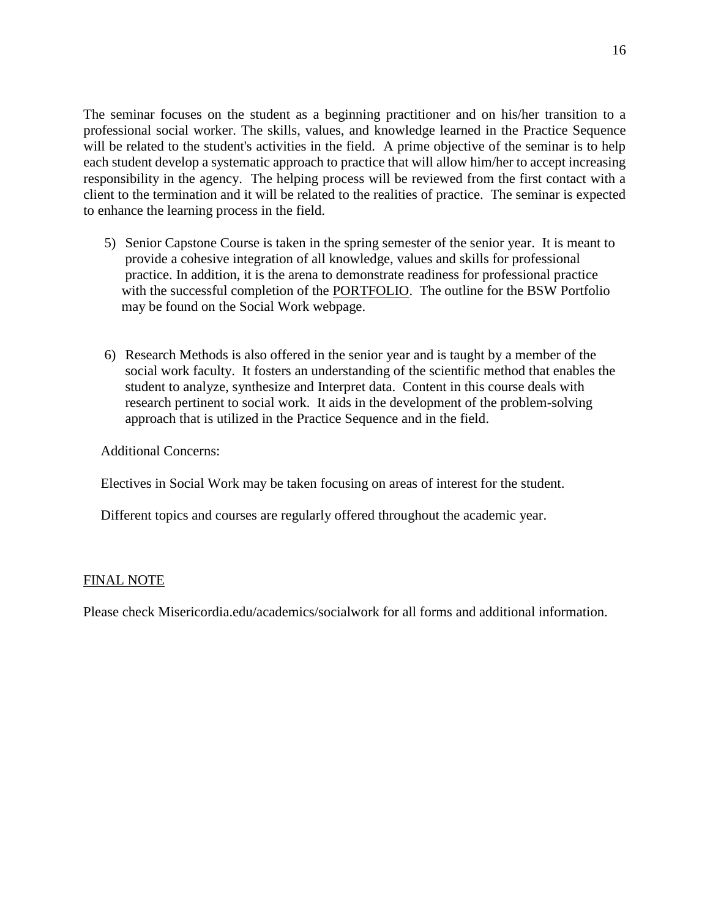The seminar focuses on the student as a beginning practitioner and on his/her transition to a professional social worker. The skills, values, and knowledge learned in the Practice Sequence will be related to the student's activities in the field. A prime objective of the seminar is to help each student develop a systematic approach to practice that will allow him/her to accept increasing responsibility in the agency. The helping process will be reviewed from the first contact with a client to the termination and it will be related to the realities of practice. The seminar is expected to enhance the learning process in the field.

5) Senior Capstone Course is taken in the spring semester of the senior year. It is meant to provide a cohesive integration of all knowledge, values and skills for professional practice. In addition, it is the arena to demonstrate readiness for professional practice with the successful completion of the <u>PORTFOLIO</u>. The outline for the BSW Portfolio may be found on the Social Work webpage.

6) Research Methods is also offered in the senior year and is taught by a member of the social work faculty. It fosters an understanding of the scientific method that enables the student to analyze, synthesize and Interpret data. Content in this course deals with research pertinent to social work. It aids in the development of the problem-solving approach that is utilized in the Practice Sequence and in the field.

Additional Concerns:

Electives in Social Work may be taken focusing on areas of interest for the student.

Different topics and courses are regularly offered throughout the academic year.

<u>FINAL NOTE</u>

Please check Misericordia.edu/academics/socialwork for all forms and additional information.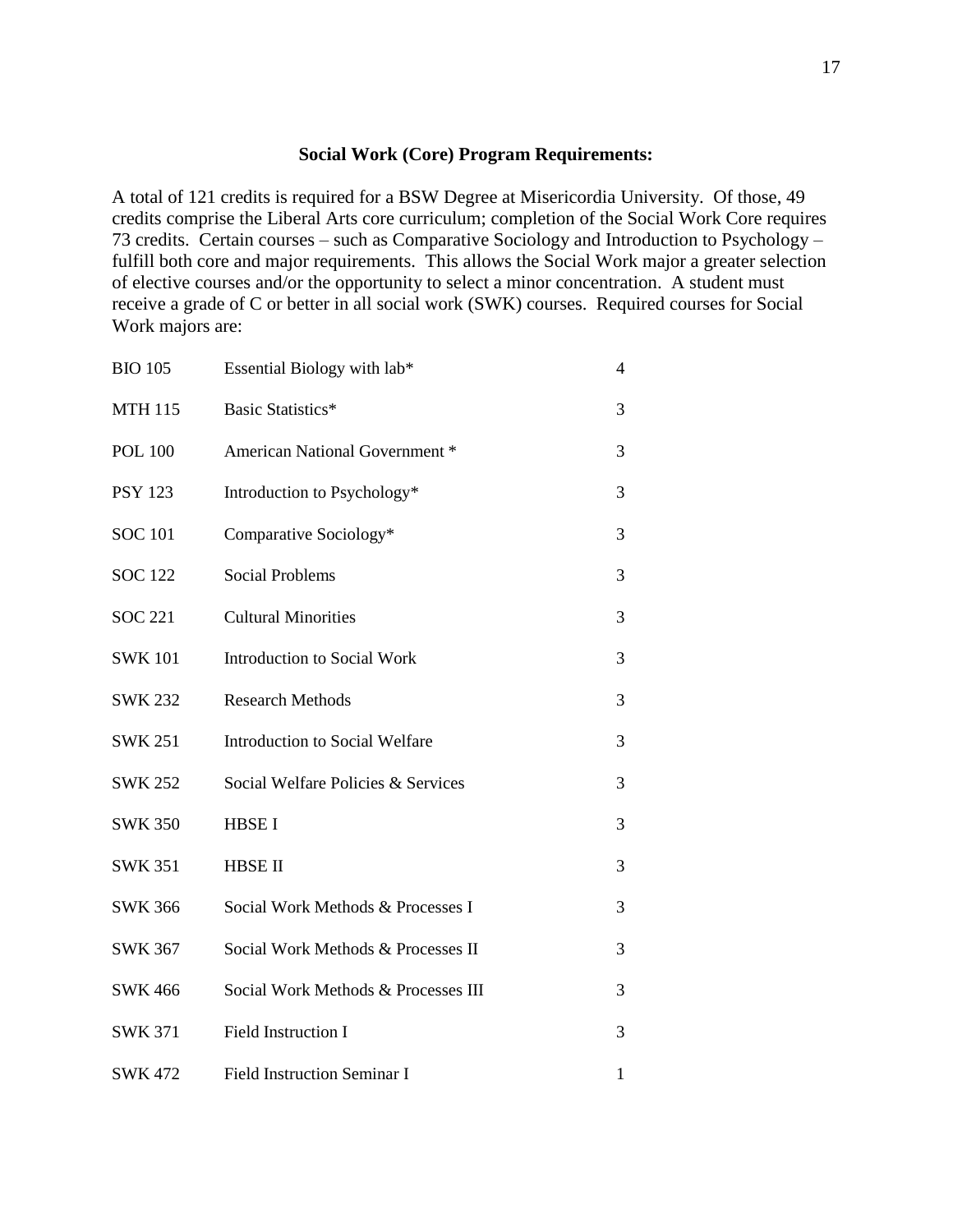**Social Work (Core) Program Requirements:**

A total of 121 credits is required for a BSW Degree at Misericordia University. Of those, 49 credits comprise the Liberal Arts core curriculum; completion of the Social Work Core requires 73 credits. Certain courses – such as Comparative Sociology and Introduction to Psychology – fulfill both core and major requirements. This allows the Social Work major a greater selection of elective courses and/or the opportunity to select a minor concentration. A student must receive a grade of C or better in all social work (SWK) courses. Required courses for Social Work majors are:

| | | |
|---|---|---|
| BIO 105 | Essential Biology with lab* | 4 |
| MTH 115 | Basic Statistics* | 3 |
| POL 100 | American National Government * | 3 |
| PSY 123 | Introduction to Psychology* | 3 |
| SOC 101 | Comparative Sociology* | 3 |
| SOC 122 | Social Problems | 3 |
| SOC 221 | Cultural Minorities | 3 |
| SWK 101 | Introduction to Social Work | 3 |
| SWK 232 | Research Methods | 3 |
| SWK 251 | Introduction to Social Welfare | 3 |
| SWK 252 | Social Welfare Policies & Services | 3 |
| SWK 350 | HBSE I | 3 |
| SWK 351 | HBSE II | 3 |
| SWK 366 | Social Work Methods & Processes I | 3 |
| SWK 367 | Social Work Methods & Processes II | 3 |
| SWK 466 | Social Work Methods & Processes III | 3 |
| SWK 371 | Field Instruction I | 3 |
| SWK 472 | Field Instruction Seminar I | 1 |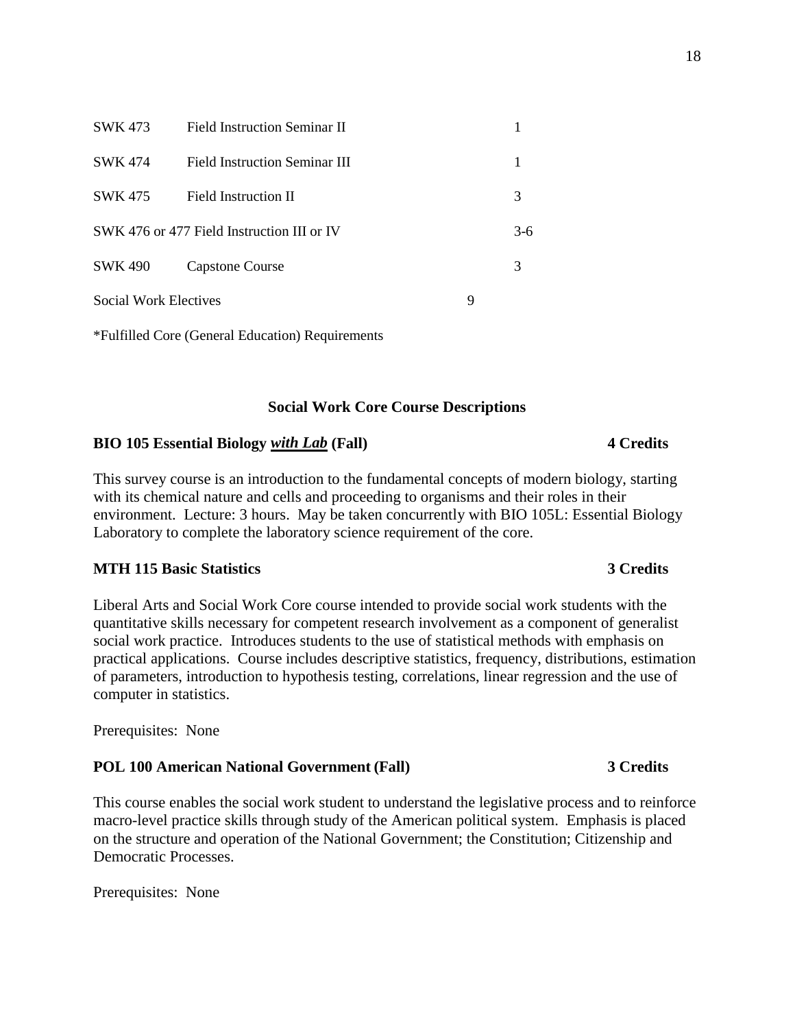| | | |
|---|---|---|
| SWK 473 | Field Instruction Seminar II | 1 |
| SWK 474 | Field Instruction Seminar III | 1 |
| SWK 475 | Field Instruction II | 3 |
| SWK 476 or 477 Field Instruction III or IV | | 3-6 |
| SWK 490 | Capstone Course | 3 |
| Social Work Electives | | 9 |

*Fulfilled Core (General Education) Requirements

## Social Work Core Course Descriptions

**BIO 105 Essential Biology *with Lab* (Fall) — 4 Credits**

This survey course is an introduction to the fundamental concepts of modern biology, starting with its chemical nature and cells and proceeding to organisms and their roles in their environment. Lecture: 3 hours. May be taken concurrently with BIO 105L: Essential Biology Laboratory to complete the laboratory science requirement of the core.

**MTH 115 Basic Statistics — 3 Credits**

Liberal Arts and Social Work Core course intended to provide social work students with the quantitative skills necessary for competent research involvement as a component of generalist social work practice. Introduces students to the use of statistical methods with emphasis on practical applications. Course includes descriptive statistics, frequency, distributions, estimation of parameters, introduction to hypothesis testing, correlations, linear regression and the use of computer in statistics.

Prerequisites: None

**POL 100 American National Government (Fall) — 3 Credits**

This course enables the social work student to understand the legislative process and to reinforce macro-level practice skills through study of the American political system. Emphasis is placed on the structure and operation of the National Government; the Constitution; Citizenship and Democratic Processes.

Prerequisites: None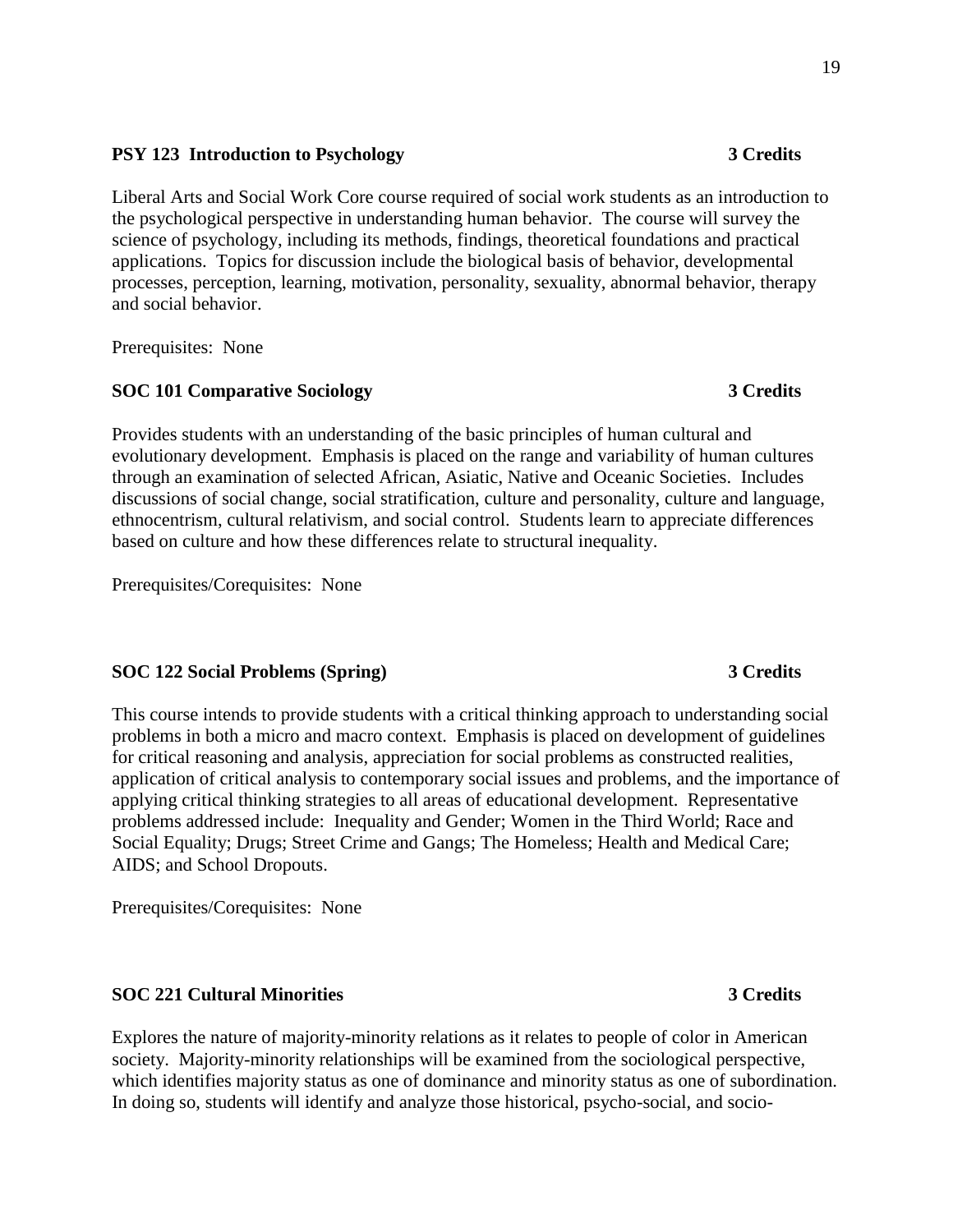**PSY 123 Introduction to Psychology** **3 Credits**

Liberal Arts and Social Work Core course required of social work students as an introduction to the psychological perspective in understanding human behavior. The course will survey the science of psychology, including its methods, findings, theoretical foundations and practical applications. Topics for discussion include the biological basis of behavior, developmental processes, perception, learning, motivation, personality, sexuality, abnormal behavior, therapy and social behavior.

Prerequisites: None

**SOC 101 Comparative Sociology** **3 Credits**

Provides students with an understanding of the basic principles of human cultural and evolutionary development. Emphasis is placed on the range and variability of human cultures through an examination of selected African, Asiatic, Native and Oceanic Societies. Includes discussions of social change, social stratification, culture and personality, culture and language, ethnocentrism, cultural relativism, and social control. Students learn to appreciate differences based on culture and how these differences relate to structural inequality.

Prerequisites/Corequisites: None

**SOC 122 Social Problems (Spring)** **3 Credits**

This course intends to provide students with a critical thinking approach to understanding social problems in both a micro and macro context. Emphasis is placed on development of guidelines for critical reasoning and analysis, appreciation for social problems as constructed realities, application of critical analysis to contemporary social issues and problems, and the importance of applying critical thinking strategies to all areas of educational development. Representative problems addressed include: Inequality and Gender; Women in the Third World; Race and Social Equality; Drugs; Street Crime and Gangs; The Homeless; Health and Medical Care; AIDS; and School Dropouts.

Prerequisites/Corequisites: None

**SOC 221 Cultural Minorities** **3 Credits**

Explores the nature of majority-minority relations as it relates to people of color in American society. Majority-minority relationships will be examined from the sociological perspective, which identifies majority status as one of dominance and minority status as one of subordination. In doing so, students will identify and analyze those historical, psycho-social, and socio-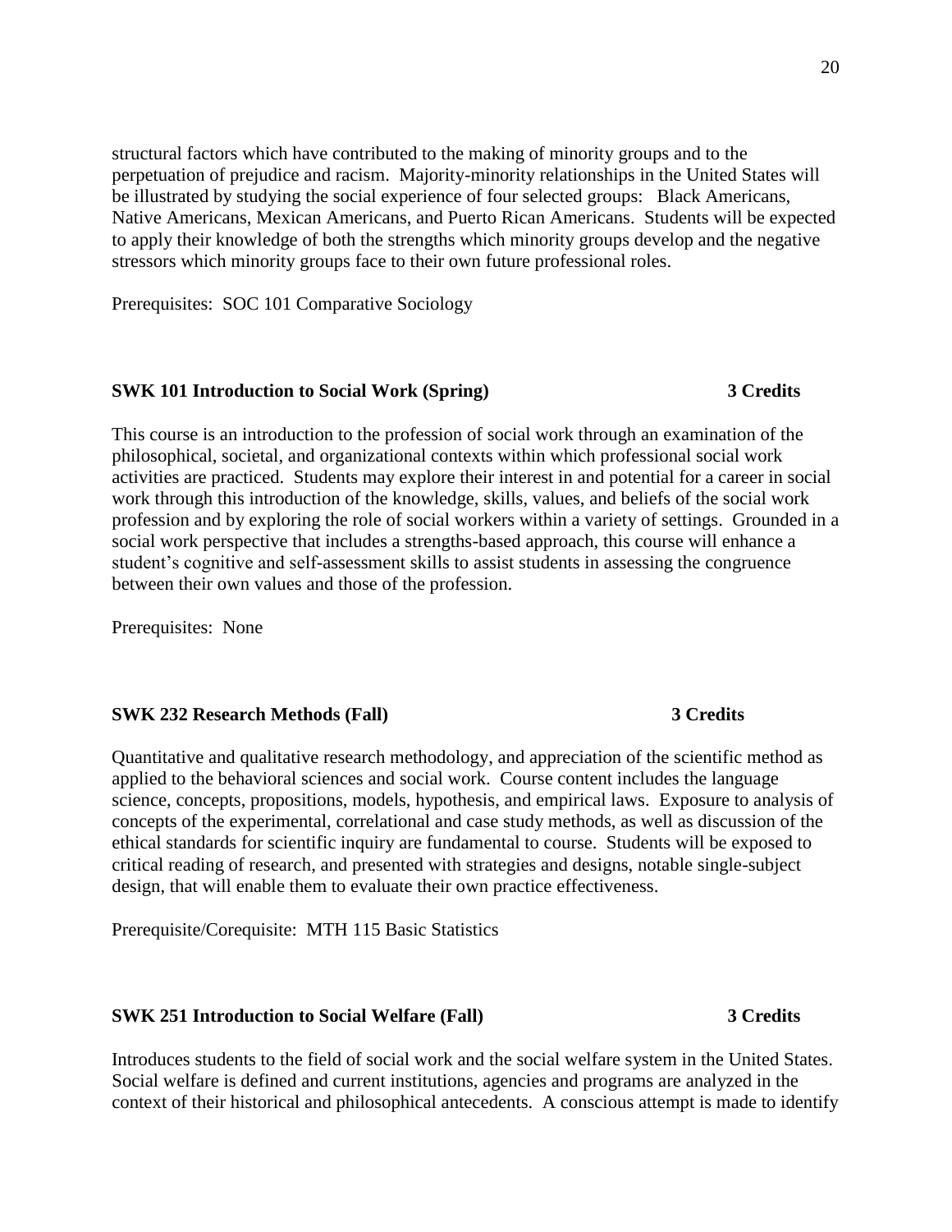structural factors which have contributed to the making of minority groups and to the perpetuation of prejudice and racism. Majority-minority relationships in the United States will be illustrated by studying the social experience of four selected groups: Black Americans, Native Americans, Mexican Americans, and Puerto Rican Americans. Students will be expected to apply their knowledge of both the strengths which minority groups develop and the negative stressors which minority groups face to their own future professional roles.

Prerequisites: SOC 101 Comparative Sociology

**SWK 101 Introduction to Social Work (Spring) 3 Credits**

This course is an introduction to the profession of social work through an examination of the philosophical, societal, and organizational contexts within which professional social work activities are practiced. Students may explore their interest in and potential for a career in social work through this introduction of the knowledge, skills, values, and beliefs of the social work profession and by exploring the role of social workers within a variety of settings. Grounded in a social work perspective that includes a strengths-based approach, this course will enhance a student's cognitive and self-assessment skills to assist students in assessing the congruence between their own values and those of the profession.

Prerequisites: None

**SWK 232 Research Methods (Fall) 3 Credits**

Quantitative and qualitative research methodology, and appreciation of the scientific method as applied to the behavioral sciences and social work. Course content includes the language science, concepts, propositions, models, hypothesis, and empirical laws. Exposure to analysis of concepts of the experimental, correlational and case study methods, as well as discussion of the ethical standards for scientific inquiry are fundamental to course. Students will be exposed to critical reading of research, and presented with strategies and designs, notable single-subject design, that will enable them to evaluate their own practice effectiveness.

Prerequisite/Corequisite: MTH 115 Basic Statistics

**SWK 251 Introduction to Social Welfare (Fall) 3 Credits**

Introduces students to the field of social work and the social welfare system in the United States. Social welfare is defined and current institutions, agencies and programs are analyzed in the context of their historical and philosophical antecedents. A conscious attempt is made to identify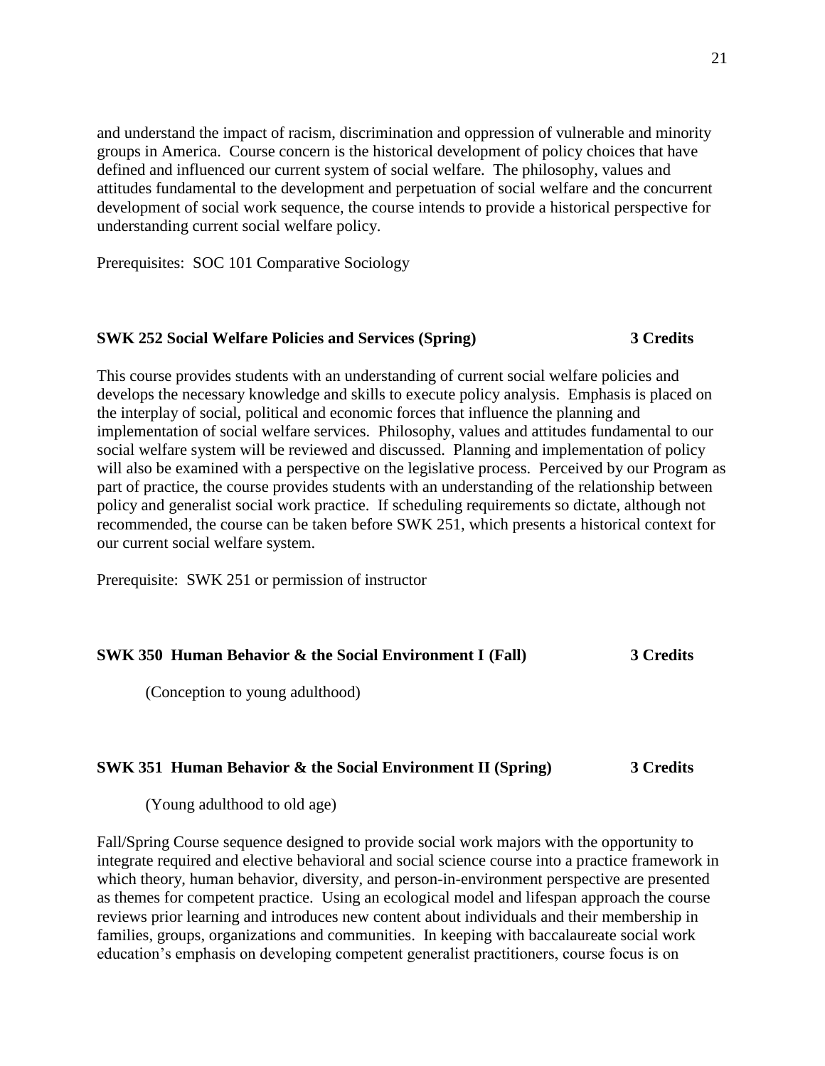and understand the impact of racism, discrimination and oppression of vulnerable and minority groups in America. Course concern is the historical development of policy choices that have defined and influenced our current system of social welfare. The philosophy, values and attitudes fundamental to the development and perpetuation of social welfare and the concurrent development of social work sequence, the course intends to provide a historical perspective for understanding current social welfare policy.

Prerequisites: SOC 101 Comparative Sociology

**SWK 252 Social Welfare Policies and Services (Spring) — 3 Credits**

This course provides students with an understanding of current social welfare policies and develops the necessary knowledge and skills to execute policy analysis. Emphasis is placed on the interplay of social, political and economic forces that influence the planning and implementation of social welfare services. Philosophy, values and attitudes fundamental to our social welfare system will be reviewed and discussed. Planning and implementation of policy will also be examined with a perspective on the legislative process. Perceived by our Program as part of practice, the course provides students with an understanding of the relationship between policy and generalist social work practice. If scheduling requirements so dictate, although not recommended, the course can be taken before SWK 251, which presents a historical context for our current social welfare system.

Prerequisite: SWK 251 or permission of instructor

**SWK 350 Human Behavior & the Social Environment I (Fall) — 3 Credits**

(Conception to young adulthood)

**SWK 351 Human Behavior & the Social Environment II (Spring) — 3 Credits**

(Young adulthood to old age)

Fall/Spring Course sequence designed to provide social work majors with the opportunity to integrate required and elective behavioral and social science course into a practice framework in which theory, human behavior, diversity, and person-in-environment perspective are presented as themes for competent practice. Using an ecological model and lifespan approach the course reviews prior learning and introduces new content about individuals and their membership in families, groups, organizations and communities. In keeping with baccalaureate social work education's emphasis on developing competent generalist practitioners, course focus is on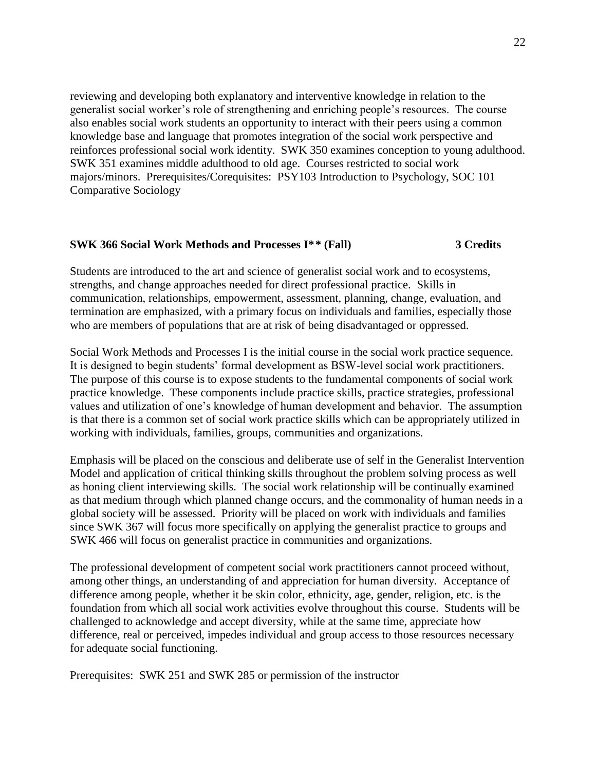reviewing and developing both explanatory and interventive knowledge in relation to the generalist social worker's role of strengthening and enriching people's resources. The course also enables social work students an opportunity to interact with their peers using a common knowledge base and language that promotes integration of the social work perspective and reinforces professional social work identity. SWK 350 examines conception to young adulthood. SWK 351 examines middle adulthood to old age. Courses restricted to social work majors/minors. Prerequisites/Corequisites: PSY103 Introduction to Psychology, SOC 101 Comparative Sociology

**SWK 366 Social Work Methods and Processes I** (Fall) 3 Credits**

Students are introduced to the art and science of generalist social work and to ecosystems, strengths, and change approaches needed for direct professional practice. Skills in communication, relationships, empowerment, assessment, planning, change, evaluation, and termination are emphasized, with a primary focus on individuals and families, especially those who are members of populations that are at risk of being disadvantaged or oppressed.

Social Work Methods and Processes I is the initial course in the social work practice sequence. It is designed to begin students' formal development as BSW-level social work practitioners. The purpose of this course is to expose students to the fundamental components of social work practice knowledge. These components include practice skills, practice strategies, professional values and utilization of one's knowledge of human development and behavior. The assumption is that there is a common set of social work practice skills which can be appropriately utilized in working with individuals, families, groups, communities and organizations.

Emphasis will be placed on the conscious and deliberate use of self in the Generalist Intervention Model and application of critical thinking skills throughout the problem solving process as well as honing client interviewing skills. The social work relationship will be continually examined as that medium through which planned change occurs, and the commonality of human needs in a global society will be assessed. Priority will be placed on work with individuals and families since SWK 367 will focus more specifically on applying the generalist practice to groups and SWK 466 will focus on generalist practice in communities and organizations.

The professional development of competent social work practitioners cannot proceed without, among other things, an understanding of and appreciation for human diversity. Acceptance of difference among people, whether it be skin color, ethnicity, age, gender, religion, etc. is the foundation from which all social work activities evolve throughout this course. Students will be challenged to acknowledge and accept diversity, while at the same time, appreciate how difference, real or perceived, impedes individual and group access to those resources necessary for adequate social functioning.

Prerequisites: SWK 251 and SWK 285 or permission of the instructor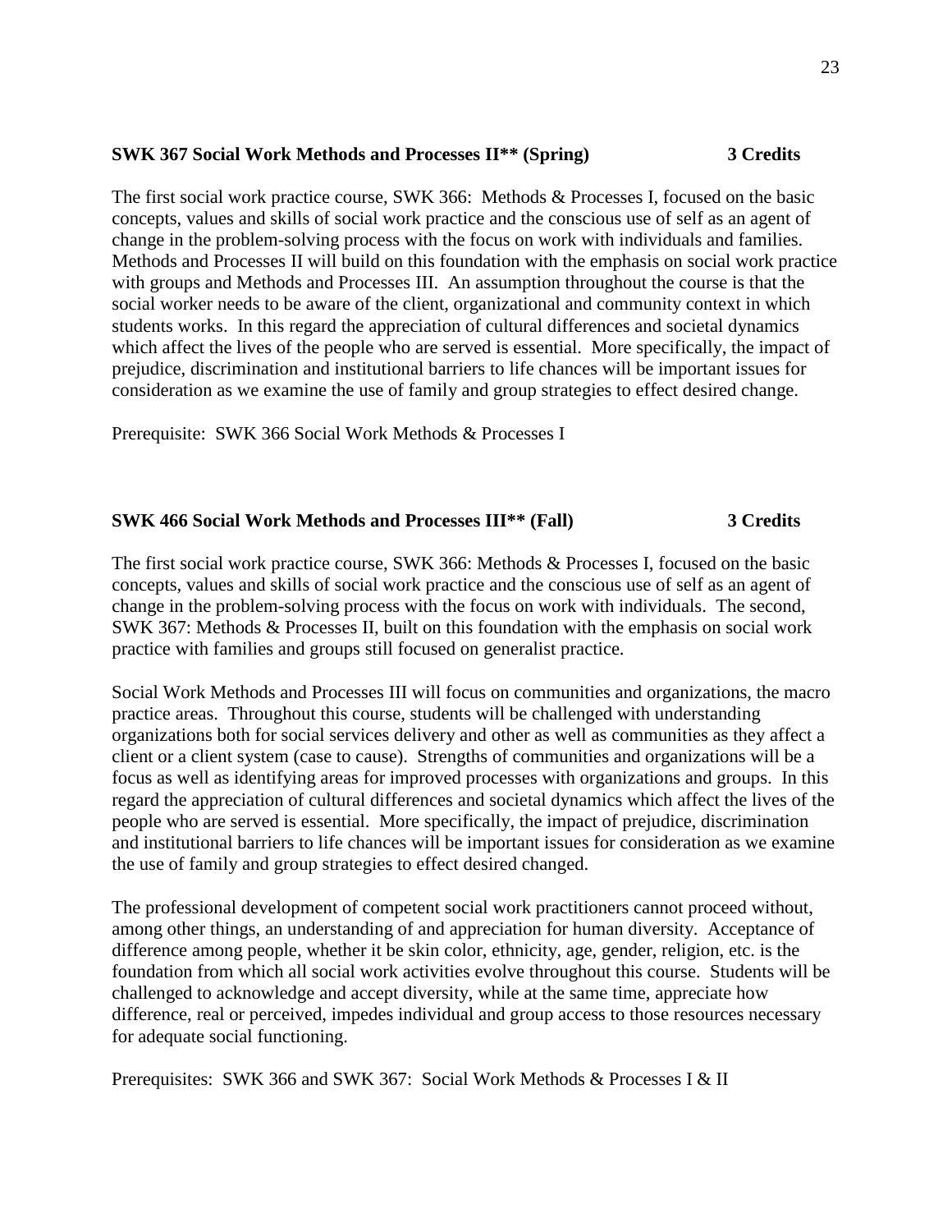**SWK 367 Social Work Methods and Processes II** (Spring) 3 Credits**

The first social work practice course, SWK 366: Methods & Processes I, focused on the basic concepts, values and skills of social work practice and the conscious use of self as an agent of change in the problem-solving process with the focus on work with individuals and families. Methods and Processes II will build on this foundation with the emphasis on social work practice with groups and Methods and Processes III. An assumption throughout the course is that the social worker needs to be aware of the client, organizational and community context in which students works. In this regard the appreciation of cultural differences and societal dynamics which affect the lives of the people who are served is essential. More specifically, the impact of prejudice, discrimination and institutional barriers to life chances will be important issues for consideration as we examine the use of family and group strategies to effect desired change.

Prerequisite: SWK 366 Social Work Methods & Processes I

**SWK 466 Social Work Methods and Processes III** (Fall) 3 Credits**

The first social work practice course, SWK 366: Methods & Processes I, focused on the basic concepts, values and skills of social work practice and the conscious use of self as an agent of change in the problem-solving process with the focus on work with individuals. The second, SWK 367: Methods & Processes II, built on this foundation with the emphasis on social work practice with families and groups still focused on generalist practice.

Social Work Methods and Processes III will focus on communities and organizations, the macro practice areas. Throughout this course, students will be challenged with understanding organizations both for social services delivery and other as well as communities as they affect a client or a client system (case to cause). Strengths of communities and organizations will be a focus as well as identifying areas for improved processes with organizations and groups. In this regard the appreciation of cultural differences and societal dynamics which affect the lives of the people who are served is essential. More specifically, the impact of prejudice, discrimination and institutional barriers to life chances will be important issues for consideration as we examine the use of family and group strategies to effect desired changed.

The professional development of competent social work practitioners cannot proceed without, among other things, an understanding of and appreciation for human diversity. Acceptance of difference among people, whether it be skin color, ethnicity, age, gender, religion, etc. is the foundation from which all social work activities evolve throughout this course. Students will be challenged to acknowledge and accept diversity, while at the same time, appreciate how difference, real or perceived, impedes individual and group access to those resources necessary for adequate social functioning.

Prerequisites: SWK 366 and SWK 367: Social Work Methods & Processes I & II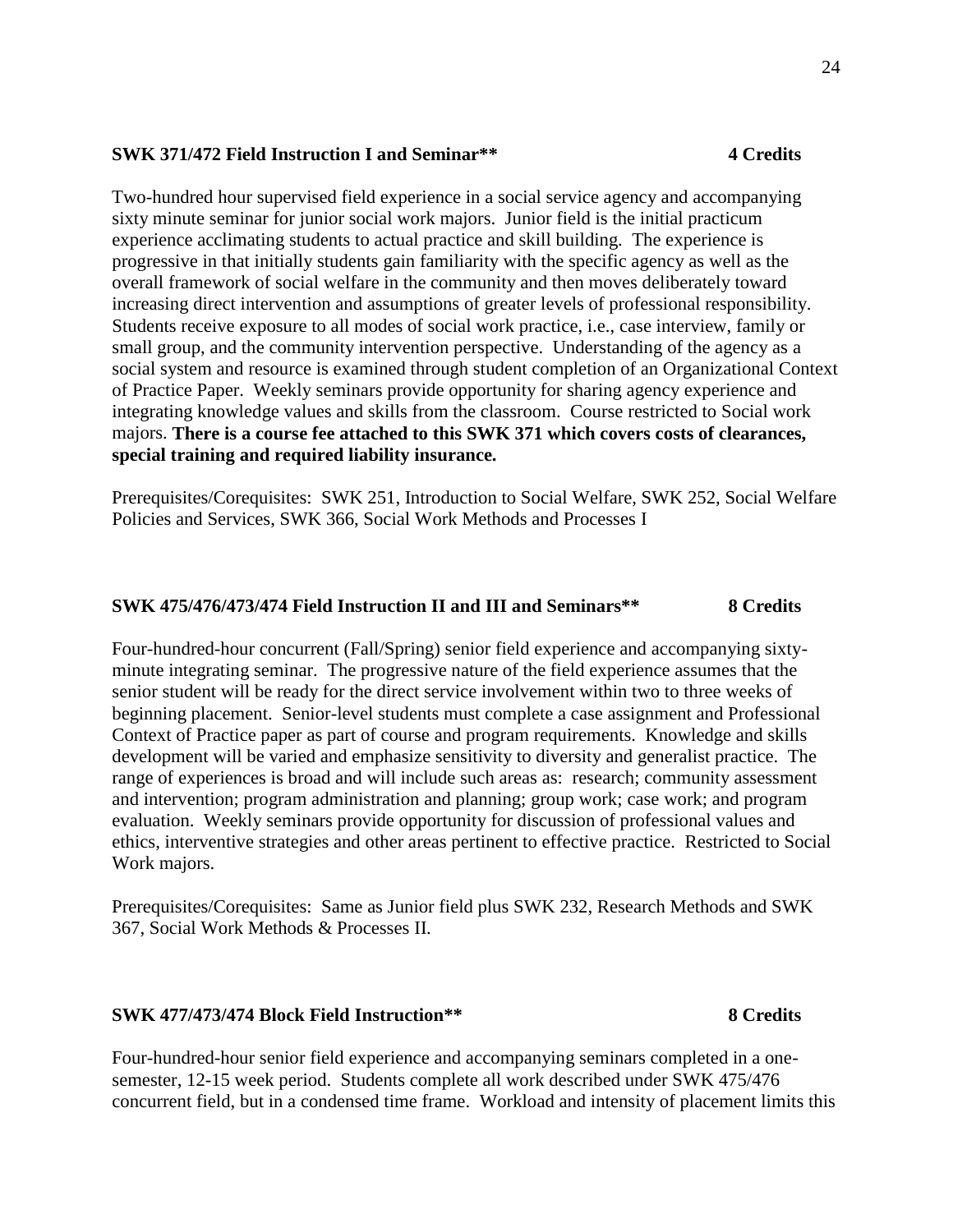**SWK 371/472 Field Instruction I and Seminar\*\* 4 Credits**

Two-hundred hour supervised field experience in a social service agency and accompanying sixty minute seminar for junior social work majors. Junior field is the initial practicum experience acclimating students to actual practice and skill building. The experience is progressive in that initially students gain familiarity with the specific agency as well as the overall framework of social welfare in the community and then moves deliberately toward increasing direct intervention and assumptions of greater levels of professional responsibility. Students receive exposure to all modes of social work practice, i.e., case interview, family or small group, and the community intervention perspective. Understanding of the agency as a social system and resource is examined through student completion of an Organizational Context of Practice Paper. Weekly seminars provide opportunity for sharing agency experience and integrating knowledge values and skills from the classroom. Course restricted to Social work majors. **There is a course fee attached to this SWK 371 which covers costs of clearances, special training and required liability insurance.**

Prerequisites/Corequisites: SWK 251, Introduction to Social Welfare, SWK 252, Social Welfare Policies and Services, SWK 366, Social Work Methods and Processes I

**SWK 475/476/473/474 Field Instruction II and III and Seminars\*\* 8 Credits**

Four-hundred-hour concurrent (Fall/Spring) senior field experience and accompanying sixty-minute integrating seminar. The progressive nature of the field experience assumes that the senior student will be ready for the direct service involvement within two to three weeks of beginning placement. Senior-level students must complete a case assignment and Professional Context of Practice paper as part of course and program requirements. Knowledge and skills development will be varied and emphasize sensitivity to diversity and generalist practice. The range of experiences is broad and will include such areas as: research; community assessment and intervention; program administration and planning; group work; case work; and program evaluation. Weekly seminars provide opportunity for discussion of professional values and ethics, interventive strategies and other areas pertinent to effective practice. Restricted to Social Work majors.

Prerequisites/Corequisites: Same as Junior field plus SWK 232, Research Methods and SWK 367, Social Work Methods & Processes II.

**SWK 477/473/474 Block Field Instruction\*\* 8 Credits**

Four-hundred-hour senior field experience and accompanying seminars completed in a one-semester, 12-15 week period. Students complete all work described under SWK 475/476 concurrent field, but in a condensed time frame. Workload and intensity of placement limits this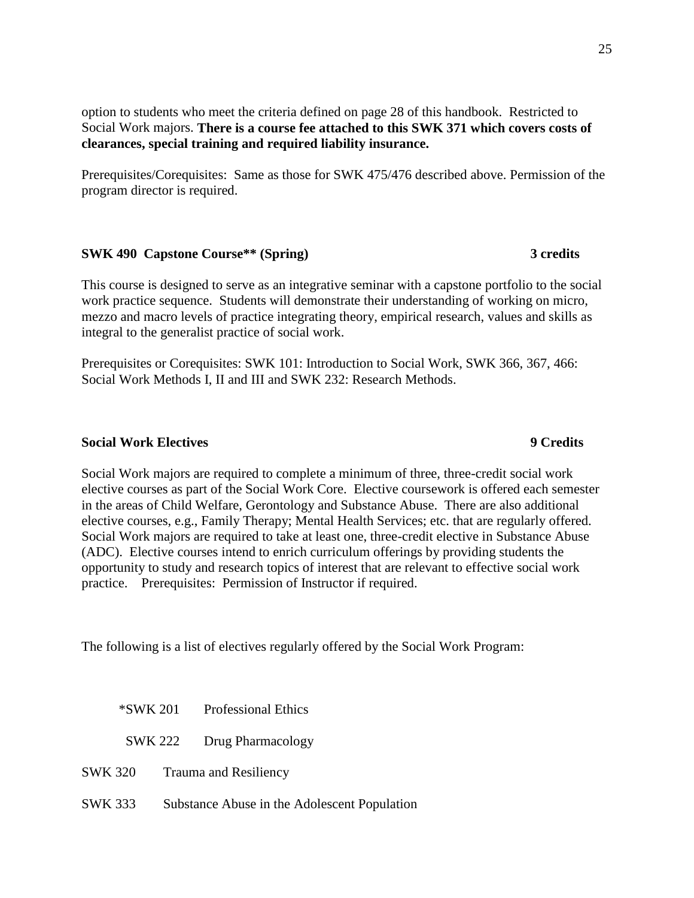option to students who meet the criteria defined on page 28 of this handbook. Restricted to Social Work majors. **There is a course fee attached to this SWK 371 which covers costs of clearances, special training and required liability insurance.**

Prerequisites/Corequisites: Same as those for SWK 475/476 described above. Permission of the program director is required.

### SWK 490 Capstone Course** (Spring) — 3 credits

This course is designed to serve as an integrative seminar with a capstone portfolio to the social work practice sequence. Students will demonstrate their understanding of working on micro, mezzo and macro levels of practice integrating theory, empirical research, values and skills as integral to the generalist practice of social work.

Prerequisites or Corequisites: SWK 101: Introduction to Social Work, SWK 366, 367, 466: Social Work Methods I, II and III and SWK 232: Research Methods.

### Social Work Electives — 9 Credits

Social Work majors are required to complete a minimum of three, three-credit social work elective courses as part of the Social Work Core. Elective coursework is offered each semester in the areas of Child Welfare, Gerontology and Substance Abuse. There are also additional elective courses, e.g., Family Therapy; Mental Health Services; etc. that are regularly offered. Social Work majors are required to take at least one, three-credit elective in Substance Abuse (ADC). Elective courses intend to enrich curriculum offerings by providing students the opportunity to study and research topics of interest that are relevant to effective social work practice. Prerequisites: Permission of Instructor if required.

The following is a list of electives regularly offered by the Social Work Program:

*SWK 201 Professional Ethics

SWK 222 Drug Pharmacology

SWK 320 Trauma and Resiliency

SWK 333 Substance Abuse in the Adolescent Population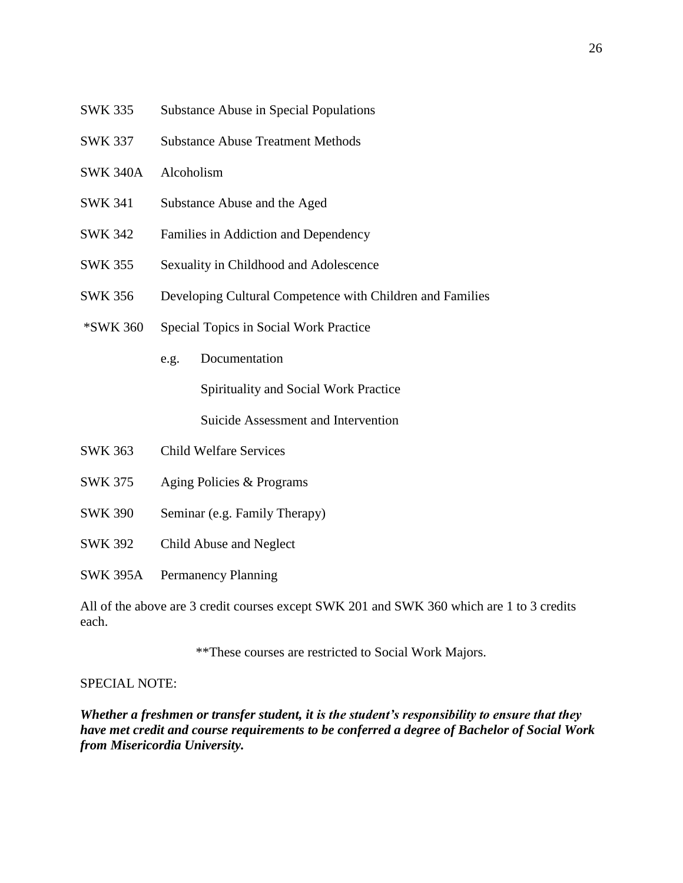SWK 335 Substance Abuse in Special Populations

SWK 337 Substance Abuse Treatment Methods

SWK 340A Alcoholism

SWK 341 Substance Abuse and the Aged

SWK 342 Families in Addiction and Dependency

SWK 355 Sexuality in Childhood and Adolescence

SWK 356 Developing Cultural Competence with Children and Families

*SWK 360 Special Topics in Social Work Practice

- e.g. Documentation
  - Spirituality and Social Work Practice
  - Suicide Assessment and Intervention

SWK 363 Child Welfare Services

SWK 375 Aging Policies & Programs

SWK 390 Seminar (e.g. Family Therapy)

SWK 392 Child Abuse and Neglect

SWK 395A Permanency Planning

All of the above are 3 credit courses except SWK 201 and SWK 360 which are 1 to 3 credits each.

**These courses are restricted to Social Work Majors.

SPECIAL NOTE:

***Whether a freshmen or transfer student, it is the student's responsibility to ensure that they have met credit and course requirements to be conferred a degree of Bachelor of Social Work from Misericordia University.***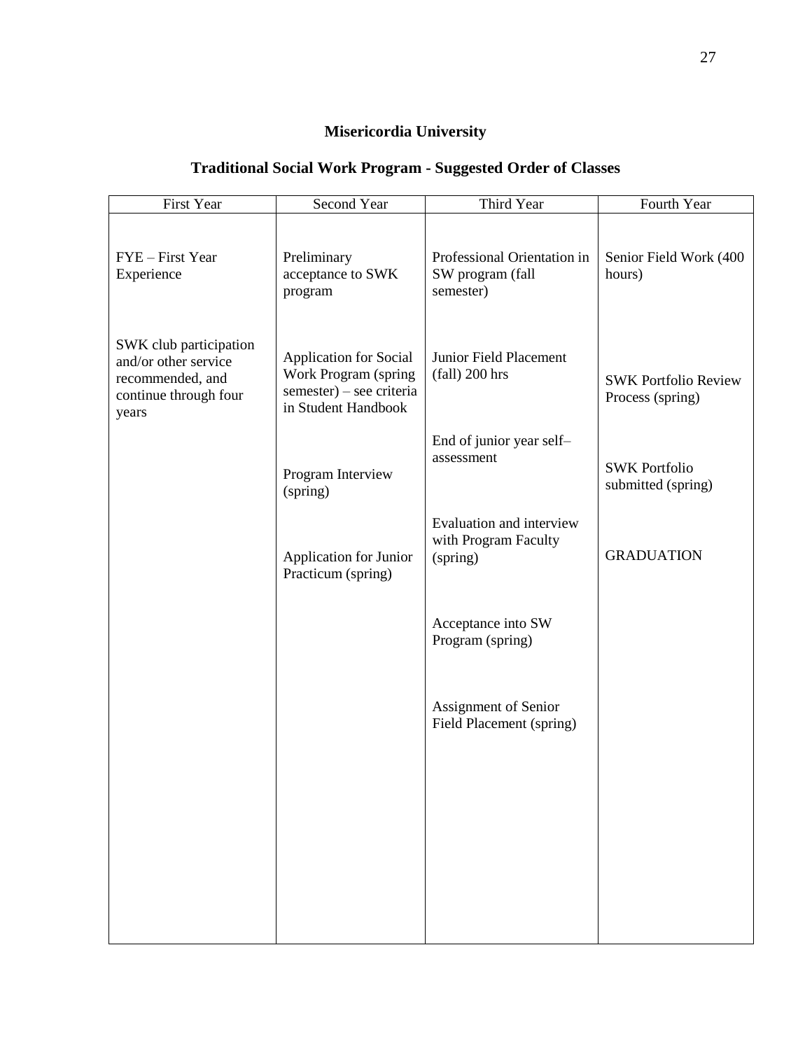# Misericordia University

## Traditional Social Work Program - Suggested Order of Classes

| First Year | Second Year | Third Year | Fourth Year |
|---|---|---|---|
| FYE – First Year Experience | Preliminary acceptance to SWK program | Professional Orientation in SW program (fall semester) | Senior Field Work (400 hours) |
| SWK club participation and/or other service recommended, and continue through four years | Application for Social Work Program (spring semester) – see criteria in Student Handbook | Junior Field Placement (fall) 200 hrs | SWK Portfolio Review Process (spring) |
| | Program Interview (spring) | End of junior year self–assessment | SWK Portfolio submitted (spring) |
| | Application for Junior Practicum (spring) | Evaluation and interview with Program Faculty (spring) | GRADUATION |
| | | Acceptance into SW Program (spring) | |
| | | Assignment of Senior Field Placement (spring) | |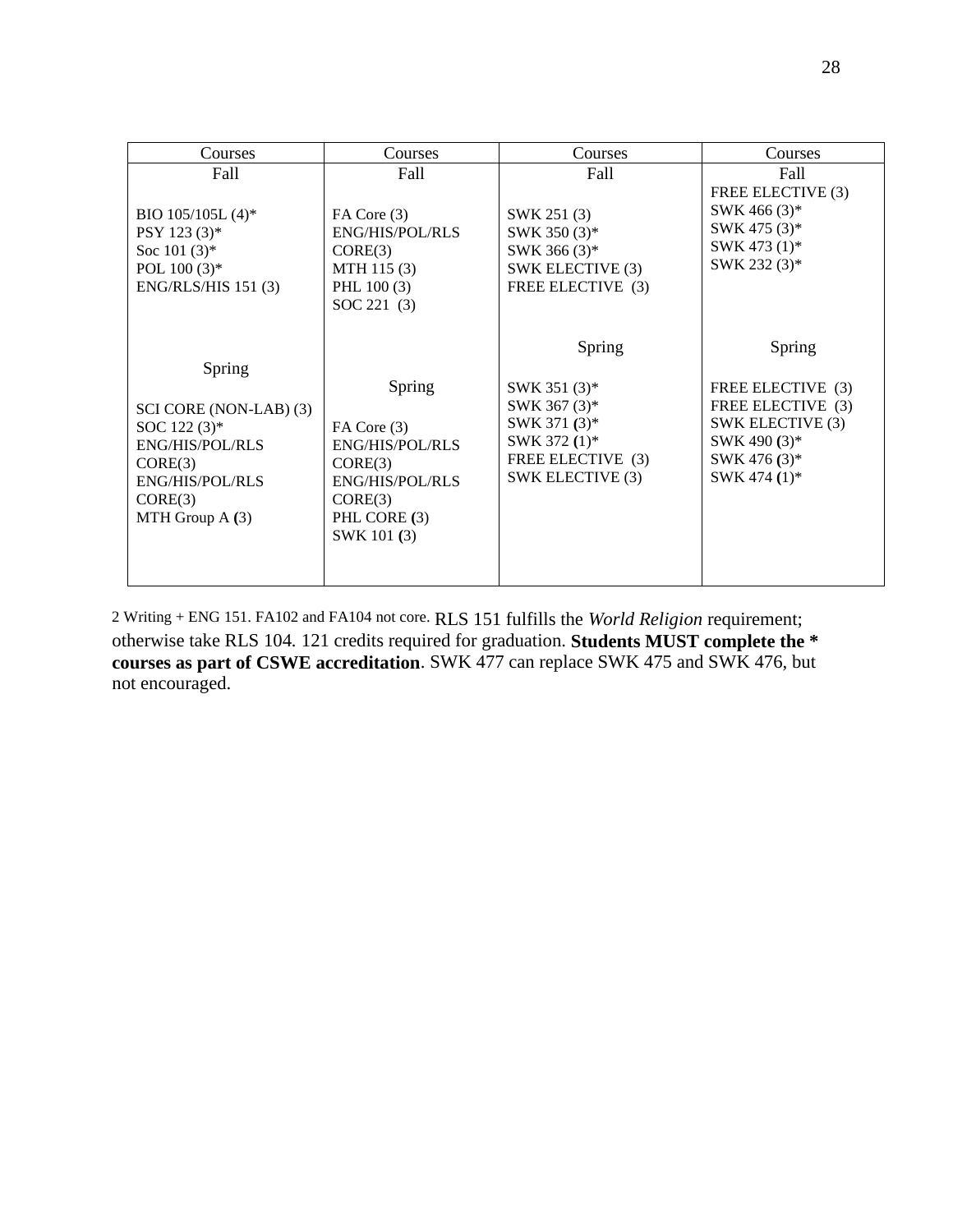| Courses | Courses | Courses | Courses |
|---|---|---|---|
| Fall | Fall | Fall | Fall |
| BIO 105/105L (4)*<br>PSY 123 (3)*<br>Soc 101 (3)*<br>POL 100 (3)*<br>ENG/RLS/HIS 151 (3) | FA Core (3)<br>ENG/HIS/POL/RLS CORE(3)<br>MTH 115 (3)<br>PHL 100 (3)<br>SOC 221 (3) | SWK 251 (3)<br>SWK 350 (3)*<br>SWK 366 (3)*<br>SWK ELECTIVE (3)<br>FREE ELECTIVE (3) | FREE ELECTIVE (3)<br>SWK 466 (3)*<br>SWK 475 (3)*<br>SWK 473 (1)*<br>SWK 232 (3)* |
| Spring | Spring | Spring | Spring |
| SCI CORE (NON-LAB) (3)<br>SOC 122 (3)*<br>ENG/HIS/POL/RLS CORE(3)<br>ENG/HIS/POL/RLS CORE(3)<br>MTH Group A (3) | FA Core (3)<br>ENG/HIS/POL/RLS CORE(3)<br>ENG/HIS/POL/RLS CORE(3)<br>PHL CORE (3)<br>SWK 101 (3) | SWK 351 (3)*<br>SWK 367 (3)*<br>SWK 371 (3)*<br>SWK 372 (1)*<br>FREE ELECTIVE (3)<br>SWK ELECTIVE (3) | FREE ELECTIVE (3)<br>FREE ELECTIVE (3)<br>SWK ELECTIVE (3)<br>SWK 490 (3)*<br>SWK 476 (3)*<br>SWK 474 (1)* |

2 Writing + ENG 151. FA102 and FA104 not core. RLS 151 fulfills the *World Religion* requirement; otherwise take RLS 104. 121 credits required for graduation. **Students MUST complete the * courses as part of CSWE accreditation**. SWK 477 can replace SWK 475 and SWK 476, but not encouraged.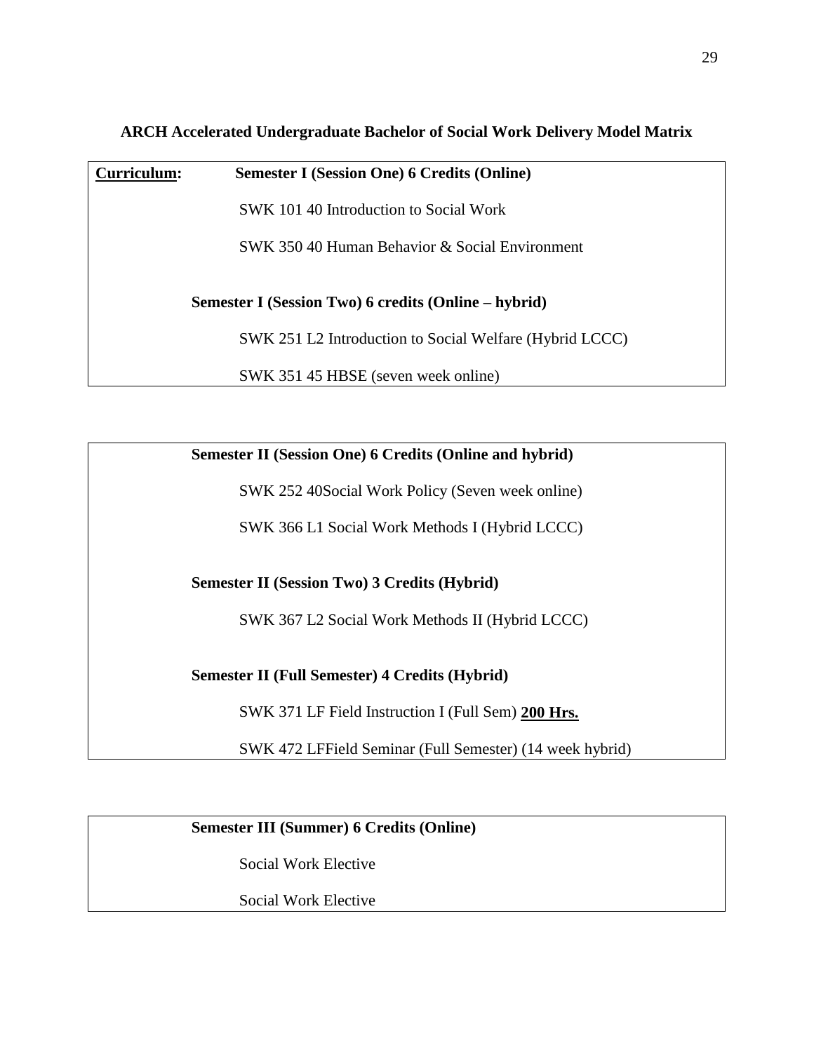## ARCH Accelerated Undergraduate Bachelor of Social Work Delivery Model Matrix

**Curriculum:** **Semester I (Session One) 6 Credits (Online)**

SWK 101 40 Introduction to Social Work

SWK 350 40 Human Behavior & Social Environment

**Semester I (Session Two) 6 credits (Online – hybrid)**

SWK 251 L2 Introduction to Social Welfare (Hybrid LCCC)

SWK 351 45 HBSE (seven week online)

**Semester II (Session One) 6 Credits (Online and hybrid)**

SWK 252 40Social Work Policy (Seven week online)

SWK 366 L1 Social Work Methods I (Hybrid LCCC)

**Semester II (Session Two) 3 Credits (Hybrid)**

SWK 367 L2 Social Work Methods II (Hybrid LCCC)

**Semester II (Full Semester) 4 Credits (Hybrid)**

SWK 371 LF Field Instruction I (Full Sem) **200 Hrs.**

SWK 472 LFField Seminar (Full Semester) (14 week hybrid)

**Semester III (Summer) 6 Credits (Online)**

Social Work Elective

Social Work Elective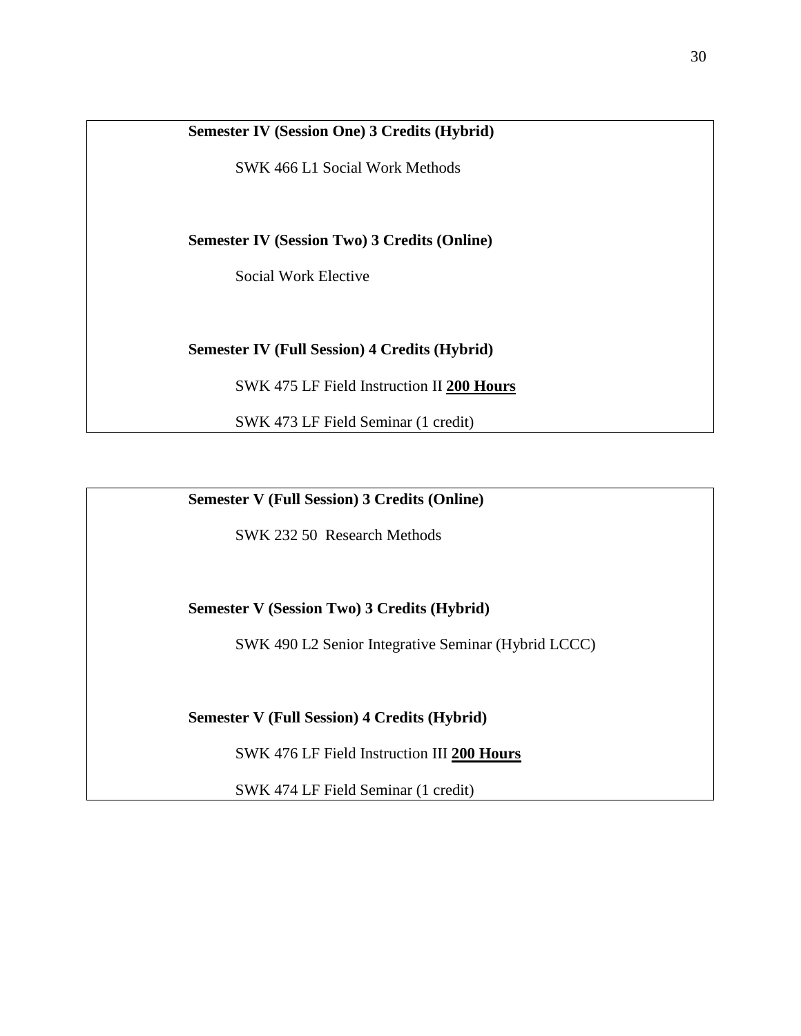**Semester IV (Session One) 3 Credits (Hybrid)**

SWK 466 L1 Social Work Methods

**Semester IV (Session Two) 3 Credits (Online)**

Social Work Elective

**Semester IV (Full Session) 4 Credits (Hybrid)**

SWK 475 LF Field Instruction II **200 Hours**

SWK 473 LF Field Seminar (1 credit)

**Semester V (Full Session) 3 Credits (Online)**

SWK 232 50 Research Methods

**Semester V (Session Two) 3 Credits (Hybrid)**

SWK 490 L2 Senior Integrative Seminar (Hybrid LCCC)

**Semester V (Full Session) 4 Credits (Hybrid)**

SWK 476 LF Field Instruction III **200 Hours**

SWK 474 LF Field Seminar (1 credit)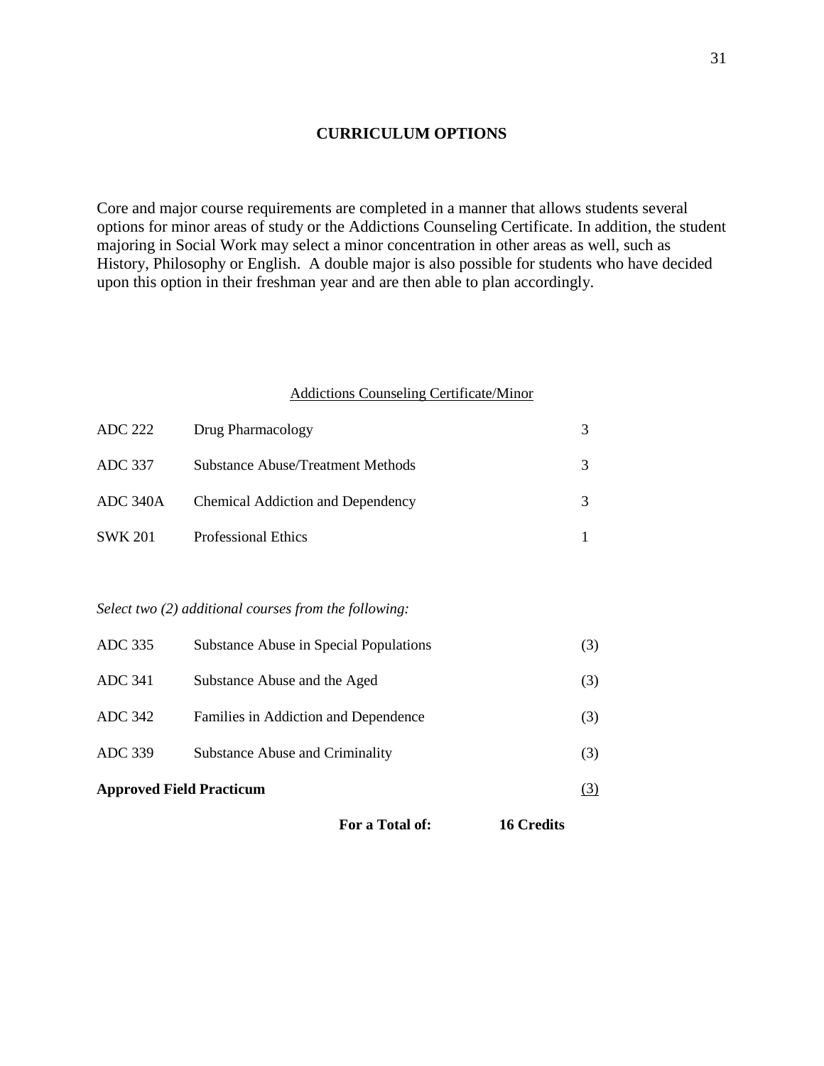## CURRICULUM OPTIONS

Core and major course requirements are completed in a manner that allows students several options for minor areas of study or the Addictions Counseling Certificate. In addition, the student majoring in Social Work may select a minor concentration in other areas as well, such as History, Philosophy or English. A double major is also possible for students who have decided upon this option in their freshman year and are then able to plan accordingly.

### Addictions Counseling Certificate/Minor

| | | |
|---|---|---|
| ADC 222 | Drug Pharmacology | 3 |
| ADC 337 | Substance Abuse/Treatment Methods | 3 |
| ADC 340A | Chemical Addiction and Dependency | 3 |
| SWK 201 | Professional Ethics | 1 |

*Select two (2) additional courses from the following:*

| | | |
|---|---|---|
| ADC 335 | Substance Abuse in Special Populations | (3) |
| ADC 341 | Substance Abuse and the Aged | (3) |
| ADC 342 | Families in Addiction and Dependence | (3) |
| ADC 339 | Substance Abuse and Criminality | (3) |
| **Approved Field Practicum** | | (3) |
| | **For a Total of:** | **16 Credits** |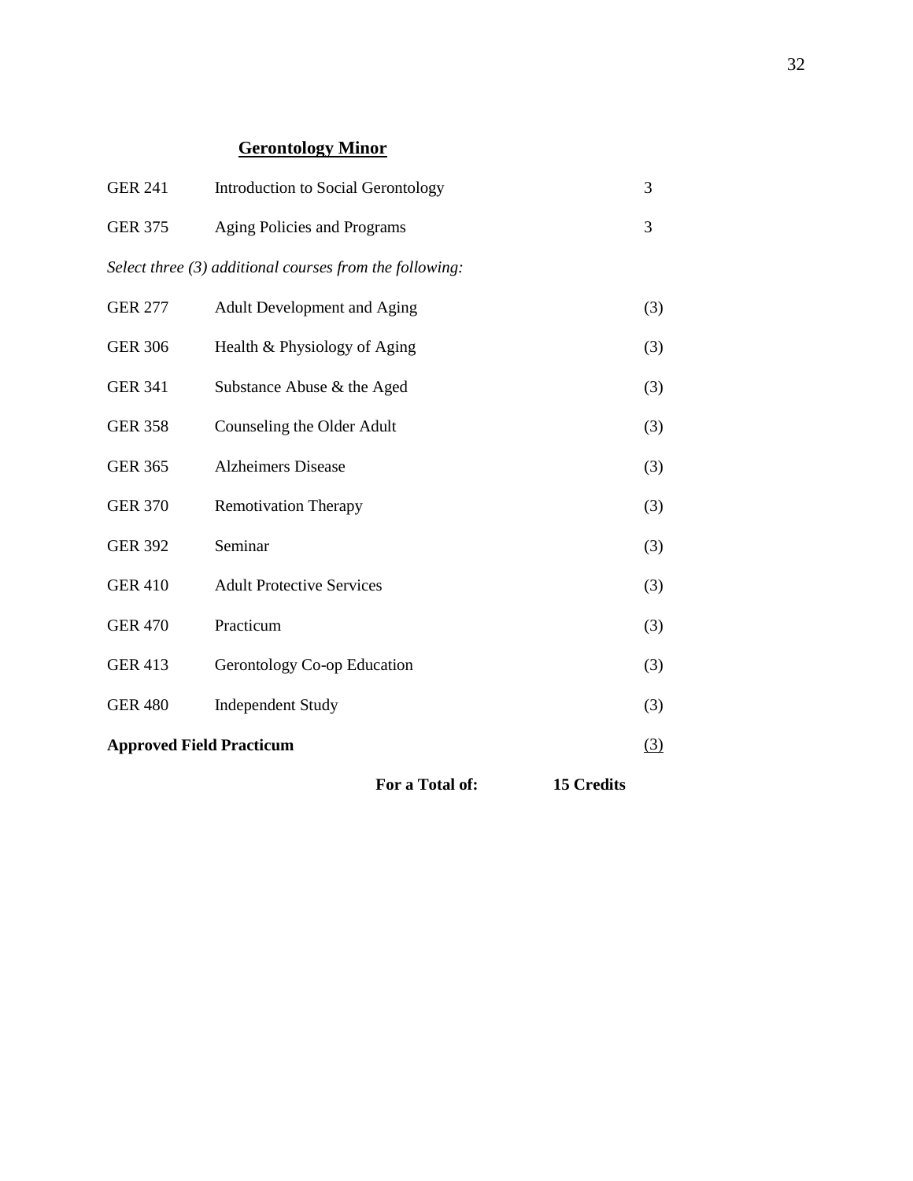## Gerontology Minor

| | | |
|---|---|---|
| GER 241 | Introduction to Social Gerontology | 3 |
| GER 375 | Aging Policies and Programs | 3 |

*Select three (3) additional courses from the following:*

| | | |
|---|---|---|
| GER 277 | Adult Development and Aging | (3) |
| GER 306 | Health & Physiology of Aging | (3) |
| GER 341 | Substance Abuse & the Aged | (3) |
| GER 358 | Counseling the Older Adult | (3) |
| GER 365 | Alzheimers Disease | (3) |
| GER 370 | Remotivation Therapy | (3) |
| GER 392 | Seminar | (3) |
| GER 410 | Adult Protective Services | (3) |
| GER 470 | Practicum | (3) |
| GER 413 | Gerontology Co-op Education | (3) |
| GER 480 | Independent Study | (3) |
| **Approved Field Practicum** | | (3) |

**For a Total of: 15 Credits**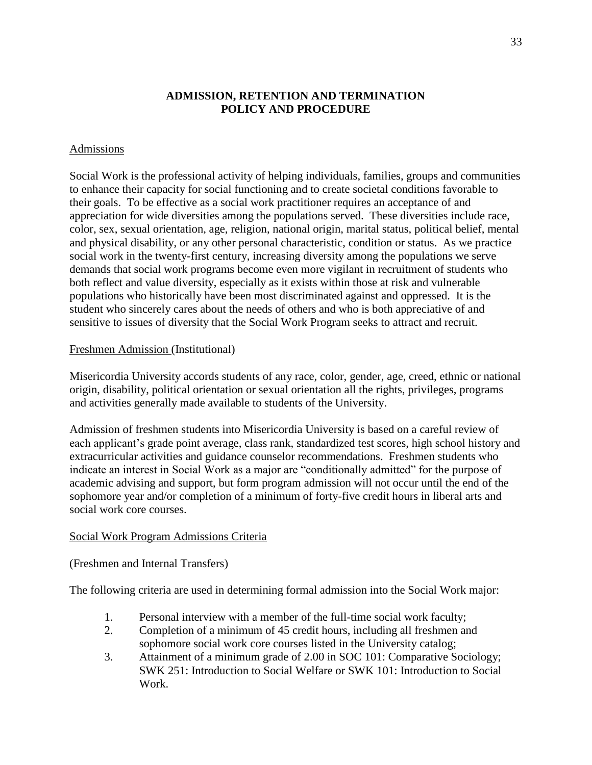## ADMISSION, RETENTION AND TERMINATION POLICY AND PROCEDURE

### Admissions

Social Work is the professional activity of helping individuals, families, groups and communities to enhance their capacity for social functioning and to create societal conditions favorable to their goals. To be effective as a social work practitioner requires an acceptance of and appreciation for wide diversities among the populations served. These diversities include race, color, sex, sexual orientation, age, religion, national origin, marital status, political belief, mental and physical disability, or any other personal characteristic, condition or status. As we practice social work in the twenty-first century, increasing diversity among the populations we serve demands that social work programs become even more vigilant in recruitment of students who both reflect and value diversity, especially as it exists within those at risk and vulnerable populations who historically have been most discriminated against and oppressed. It is the student who sincerely cares about the needs of others and who is both appreciative of and sensitive to issues of diversity that the Social Work Program seeks to attract and recruit.

### Freshmen Admission (Institutional)

Misericordia University accords students of any race, color, gender, age, creed, ethnic or national origin, disability, political orientation or sexual orientation all the rights, privileges, programs and activities generally made available to students of the University.

Admission of freshmen students into Misericordia University is based on a careful review of each applicant's grade point average, class rank, standardized test scores, high school history and extracurricular activities and guidance counselor recommendations. Freshmen students who indicate an interest in Social Work as a major are "conditionally admitted" for the purpose of academic advising and support, but form program admission will not occur until the end of the sophomore year and/or completion of a minimum of forty-five credit hours in liberal arts and social work core courses.

### Social Work Program Admissions Criteria

(Freshmen and Internal Transfers)

The following criteria are used in determining formal admission into the Social Work major:

1. Personal interview with a member of the full-time social work faculty;
2. Completion of a minimum of 45 credit hours, including all freshmen and sophomore social work core courses listed in the University catalog;
3. Attainment of a minimum grade of 2.00 in SOC 101: Comparative Sociology; SWK 251: Introduction to Social Welfare or SWK 101: Introduction to Social Work.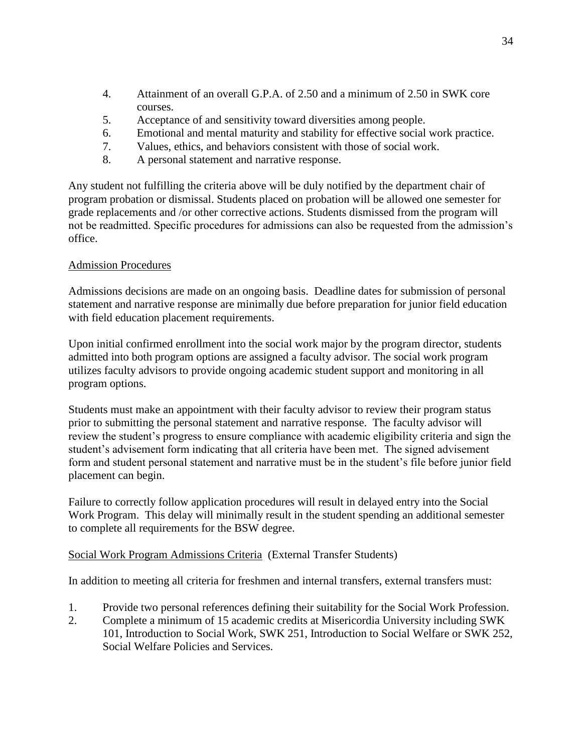4. Attainment of an overall G.P.A. of 2.50 and a minimum of 2.50 in SWK core courses.
5. Acceptance of and sensitivity toward diversities among people.
6. Emotional and mental maturity and stability for effective social work practice.
7. Values, ethics, and behaviors consistent with those of social work.
8. A personal statement and narrative response.

Any student not fulfilling the criteria above will be duly notified by the department chair of program probation or dismissal. Students placed on probation will be allowed one semester for grade replacements and /or other corrective actions. Students dismissed from the program will not be readmitted. Specific procedures for admissions can also be requested from the admission's office.

## Admission Procedures

Admissions decisions are made on an ongoing basis. Deadline dates for submission of personal statement and narrative response are minimally due before preparation for junior field education with field education placement requirements.

Upon initial confirmed enrollment into the social work major by the program director, students admitted into both program options are assigned a faculty advisor. The social work program utilizes faculty advisors to provide ongoing academic student support and monitoring in all program options.

Students must make an appointment with their faculty advisor to review their program status prior to submitting the personal statement and narrative response. The faculty advisor will review the student's progress to ensure compliance with academic eligibility criteria and sign the student's advisement form indicating that all criteria have been met. The signed advisement form and student personal statement and narrative must be in the student's file before junior field placement can begin.

Failure to correctly follow application procedures will result in delayed entry into the Social Work Program. This delay will minimally result in the student spending an additional semester to complete all requirements for the BSW degree.

## Social Work Program Admissions Criteria (External Transfer Students)

In addition to meeting all criteria for freshmen and internal transfers, external transfers must:

1. Provide two personal references defining their suitability for the Social Work Profession.
2. Complete a minimum of 15 academic credits at Misericordia University including SWK 101, Introduction to Social Work, SWK 251, Introduction to Social Welfare or SWK 252, Social Welfare Policies and Services.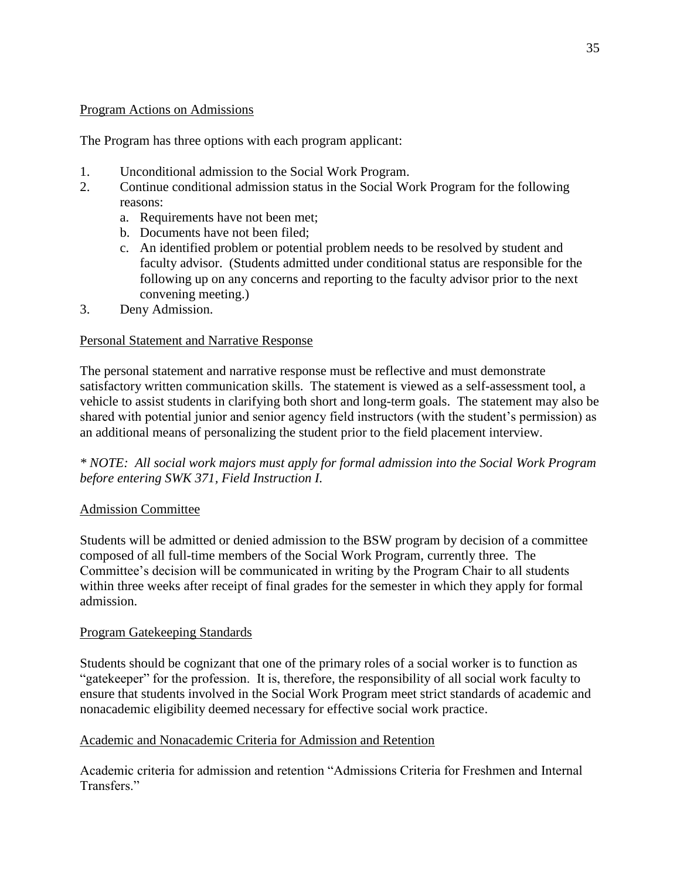Program Actions on Admissions

The Program has three options with each program applicant:

1. Unconditional admission to the Social Work Program.
2. Continue conditional admission status in the Social Work Program for the following reasons:
   a. Requirements have not been met;
   b. Documents have not been filed;
   c. An identified problem or potential problem needs to be resolved by student and faculty advisor. (Students admitted under conditional status are responsible for the following up on any concerns and reporting to the faculty advisor prior to the next convening meeting.)
3. Deny Admission.

Personal Statement and Narrative Response

The personal statement and narrative response must be reflective and must demonstrate satisfactory written communication skills. The statement is viewed as a self-assessment tool, a vehicle to assist students in clarifying both short and long-term goals. The statement may also be shared with potential junior and senior agency field instructors (with the student's permission) as an additional means of personalizing the student prior to the field placement interview.

*\* NOTE: All social work majors must apply for formal admission into the Social Work Program before entering SWK 371, Field Instruction I.*

Admission Committee

Students will be admitted or denied admission to the BSW program by decision of a committee composed of all full-time members of the Social Work Program, currently three. The Committee's decision will be communicated in writing by the Program Chair to all students within three weeks after receipt of final grades for the semester in which they apply for formal admission.

Program Gatekeeping Standards

Students should be cognizant that one of the primary roles of a social worker is to function as "gatekeeper" for the profession. It is, therefore, the responsibility of all social work faculty to ensure that students involved in the Social Work Program meet strict standards of academic and nonacademic eligibility deemed necessary for effective social work practice.

Academic and Nonacademic Criteria for Admission and Retention

Academic criteria for admission and retention "Admissions Criteria for Freshmen and Internal Transfers."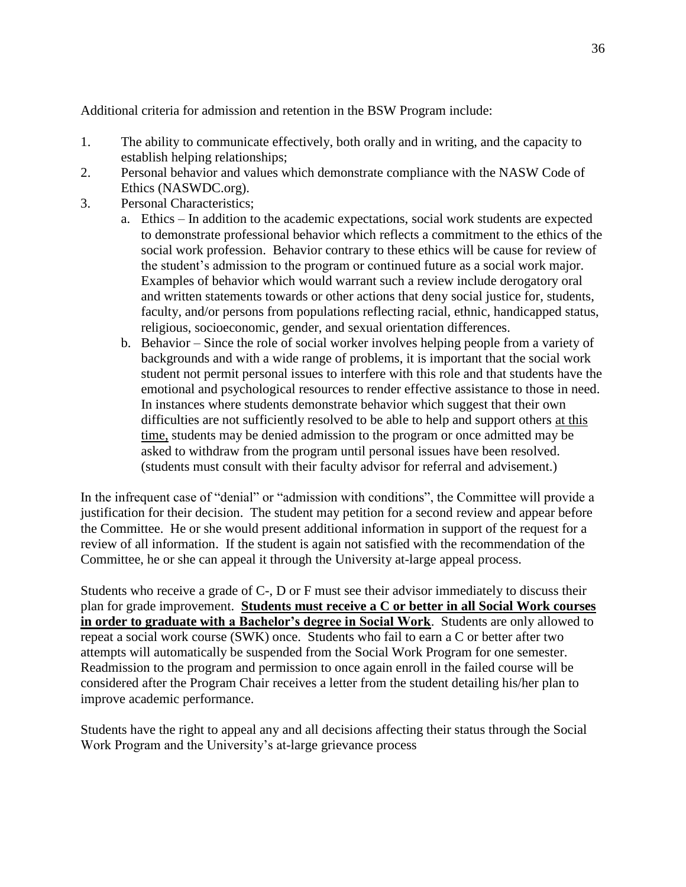Additional criteria for admission and retention in the BSW Program include:

1. The ability to communicate effectively, both orally and in writing, and the capacity to establish helping relationships;
2. Personal behavior and values which demonstrate compliance with the NASW Code of Ethics (NASWDC.org).
3. Personal Characteristics;
    a. Ethics – In addition to the academic expectations, social work students are expected to demonstrate professional behavior which reflects a commitment to the ethics of the social work profession. Behavior contrary to these ethics will be cause for review of the student's admission to the program or continued future as a social work major. Examples of behavior which would warrant such a review include derogatory oral and written statements towards or other actions that deny social justice for, students, faculty, and/or persons from populations reflecting racial, ethnic, handicapped status, religious, socioeconomic, gender, and sexual orientation differences.
    b. Behavior – Since the role of social worker involves helping people from a variety of backgrounds and with a wide range of problems, it is important that the social work student not permit personal issues to interfere with this role and that students have the emotional and psychological resources to render effective assistance to those in need. In instances where students demonstrate behavior which suggest that their own difficulties are not sufficiently resolved to be able to help and support others <u>at this time,</u> students may be denied admission to the program or once admitted may be asked to withdraw from the program until personal issues have been resolved. (students must consult with their faculty advisor for referral and advisement.)

In the infrequent case of "denial" or "admission with conditions", the Committee will provide a justification for their decision. The student may petition for a second review and appear before the Committee. He or she would present additional information in support of the request for a review of all information. If the student is again not satisfied with the recommendation of the Committee, he or she can appeal it through the University at-large appeal process.

Students who receive a grade of C-, D or F must see their advisor immediately to discuss their plan for grade improvement. **<u>Students must receive a C or better in all Social Work courses in order to graduate with a Bachelor's degree in Social Work</u>**. Students are only allowed to repeat a social work course (SWK) once. Students who fail to earn a C or better after two attempts will automatically be suspended from the Social Work Program for one semester. Readmission to the program and permission to once again enroll in the failed course will be considered after the Program Chair receives a letter from the student detailing his/her plan to improve academic performance.

Students have the right to appeal any and all decisions affecting their status through the Social Work Program and the University's at-large grievance process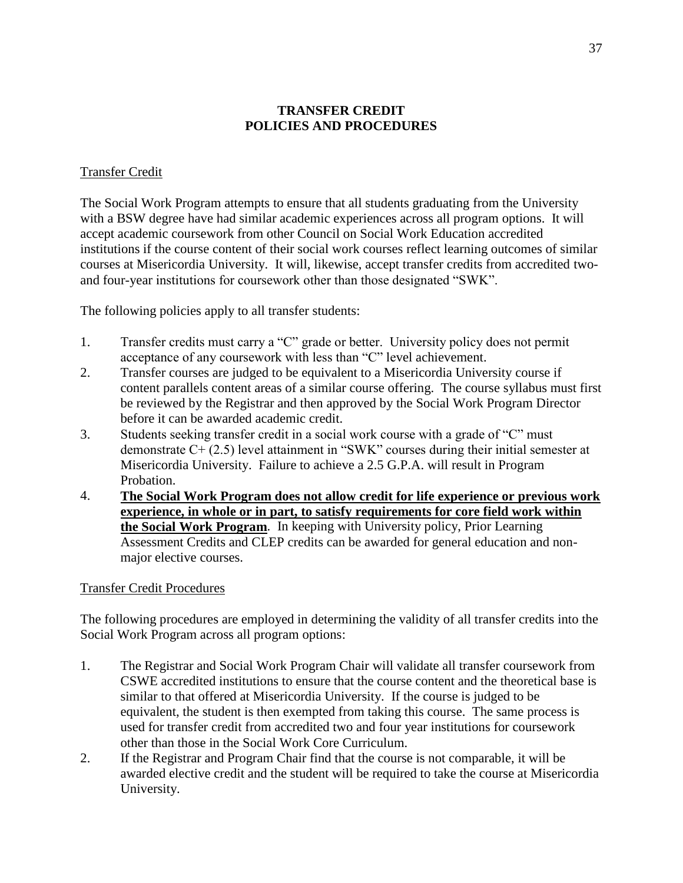# TRANSFER CREDIT
# POLICIES AND PROCEDURES

## Transfer Credit

The Social Work Program attempts to ensure that all students graduating from the University with a BSW degree have had similar academic experiences across all program options. It will accept academic coursework from other Council on Social Work Education accredited institutions if the course content of their social work courses reflect learning outcomes of similar courses at Misericordia University. It will, likewise, accept transfer credits from accredited two- and four-year institutions for coursework other than those designated "SWK".

The following policies apply to all transfer students:

1. Transfer credits must carry a "C" grade or better. University policy does not permit acceptance of any coursework with less than "C" level achievement.
2. Transfer courses are judged to be equivalent to a Misericordia University course if content parallels content areas of a similar course offering. The course syllabus must first be reviewed by the Registrar and then approved by the Social Work Program Director before it can be awarded academic credit.
3. Students seeking transfer credit in a social work course with a grade of "C" must demonstrate C+ (2.5) level attainment in "SWK" courses during their initial semester at Misericordia University. Failure to achieve a 2.5 G.P.A. will result in Program Probation.
4. **The Social Work Program does not allow credit for life experience or previous work experience, in whole or in part, to satisfy requirements for core field work within the Social Work Program**. In keeping with University policy, Prior Learning Assessment Credits and CLEP credits can be awarded for general education and non-major elective courses.

## Transfer Credit Procedures

The following procedures are employed in determining the validity of all transfer credits into the Social Work Program across all program options:

1. The Registrar and Social Work Program Chair will validate all transfer coursework from CSWE accredited institutions to ensure that the course content and the theoretical base is similar to that offered at Misericordia University. If the course is judged to be equivalent, the student is then exempted from taking this course. The same process is used for transfer credit from accredited two and four year institutions for coursework other than those in the Social Work Core Curriculum.
2. If the Registrar and Program Chair find that the course is not comparable, it will be awarded elective credit and the student will be required to take the course at Misericordia University.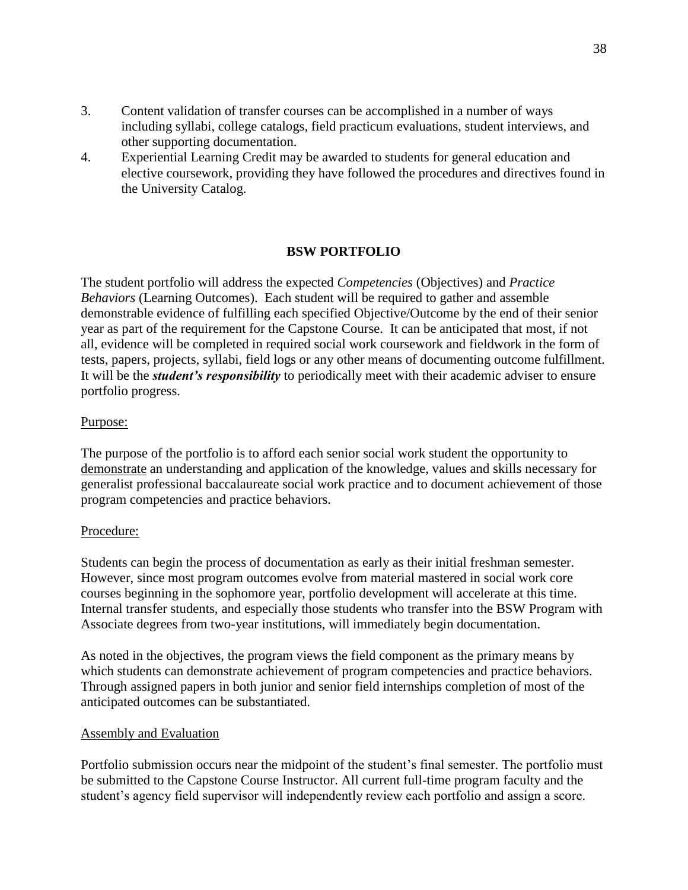3. Content validation of transfer courses can be accomplished in a number of ways including syllabi, college catalogs, field practicum evaluations, student interviews, and other supporting documentation.
4. Experiential Learning Credit may be awarded to students for general education and elective coursework, providing they have followed the procedures and directives found in the University Catalog.

## BSW PORTFOLIO

The student portfolio will address the expected *Competencies* (Objectives) and *Practice Behaviors* (Learning Outcomes). Each student will be required to gather and assemble demonstrable evidence of fulfilling each specified Objective/Outcome by the end of their senior year as part of the requirement for the Capstone Course. It can be anticipated that most, if not all, evidence will be completed in required social work coursework and fieldwork in the form of tests, papers, projects, syllabi, field logs or any other means of documenting outcome fulfillment. It will be the ***student's responsibility*** to periodically meet with their academic adviser to ensure portfolio progress.

Purpose:

The purpose of the portfolio is to afford each senior social work student the opportunity to demonstrate an understanding and application of the knowledge, values and skills necessary for generalist professional baccalaureate social work practice and to document achievement of those program competencies and practice behaviors.

Procedure:

Students can begin the process of documentation as early as their initial freshman semester. However, since most program outcomes evolve from material mastered in social work core courses beginning in the sophomore year, portfolio development will accelerate at this time. Internal transfer students, and especially those students who transfer into the BSW Program with Associate degrees from two-year institutions, will immediately begin documentation.

As noted in the objectives, the program views the field component as the primary means by which students can demonstrate achievement of program competencies and practice behaviors. Through assigned papers in both junior and senior field internships completion of most of the anticipated outcomes can be substantiated.

Assembly and Evaluation

Portfolio submission occurs near the midpoint of the student's final semester. The portfolio must be submitted to the Capstone Course Instructor. All current full-time program faculty and the student's agency field supervisor will independently review each portfolio and assign a score.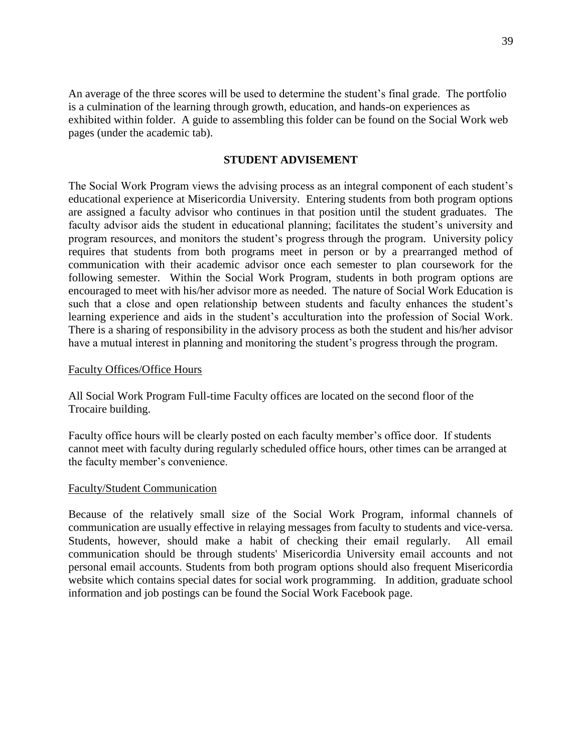An average of the three scores will be used to determine the student's final grade. The portfolio is a culmination of the learning through growth, education, and hands-on experiences as exhibited within folder. A guide to assembling this folder can be found on the Social Work web pages (under the academic tab).

## STUDENT ADVISEMENT

The Social Work Program views the advising process as an integral component of each student's educational experience at Misericordia University. Entering students from both program options are assigned a faculty advisor who continues in that position until the student graduates. The faculty advisor aids the student in educational planning; facilitates the student's university and program resources, and monitors the student's progress through the program. University policy requires that students from both programs meet in person or by a prearranged method of communication with their academic advisor once each semester to plan coursework for the following semester. Within the Social Work Program, students in both program options are encouraged to meet with his/her advisor more as needed. The nature of Social Work Education is such that a close and open relationship between students and faculty enhances the student's learning experience and aids in the student's acculturation into the profession of Social Work. There is a sharing of responsibility in the advisory process as both the student and his/her advisor have a mutual interest in planning and monitoring the student's progress through the program.

### Faculty Offices/Office Hours

All Social Work Program Full-time Faculty offices are located on the second floor of the Trocaire building.

Faculty office hours will be clearly posted on each faculty member's office door. If students cannot meet with faculty during regularly scheduled office hours, other times can be arranged at the faculty member's convenience.

### Faculty/Student Communication

Because of the relatively small size of the Social Work Program, informal channels of communication are usually effective in relaying messages from faculty to students and vice-versa. Students, however, should make a habit of checking their email regularly. All email communication should be through students' Misericordia University email accounts and not personal email accounts. Students from both program options should also frequent Misericordia website which contains special dates for social work programming. In addition, graduate school information and job postings can be found the Social Work Facebook page.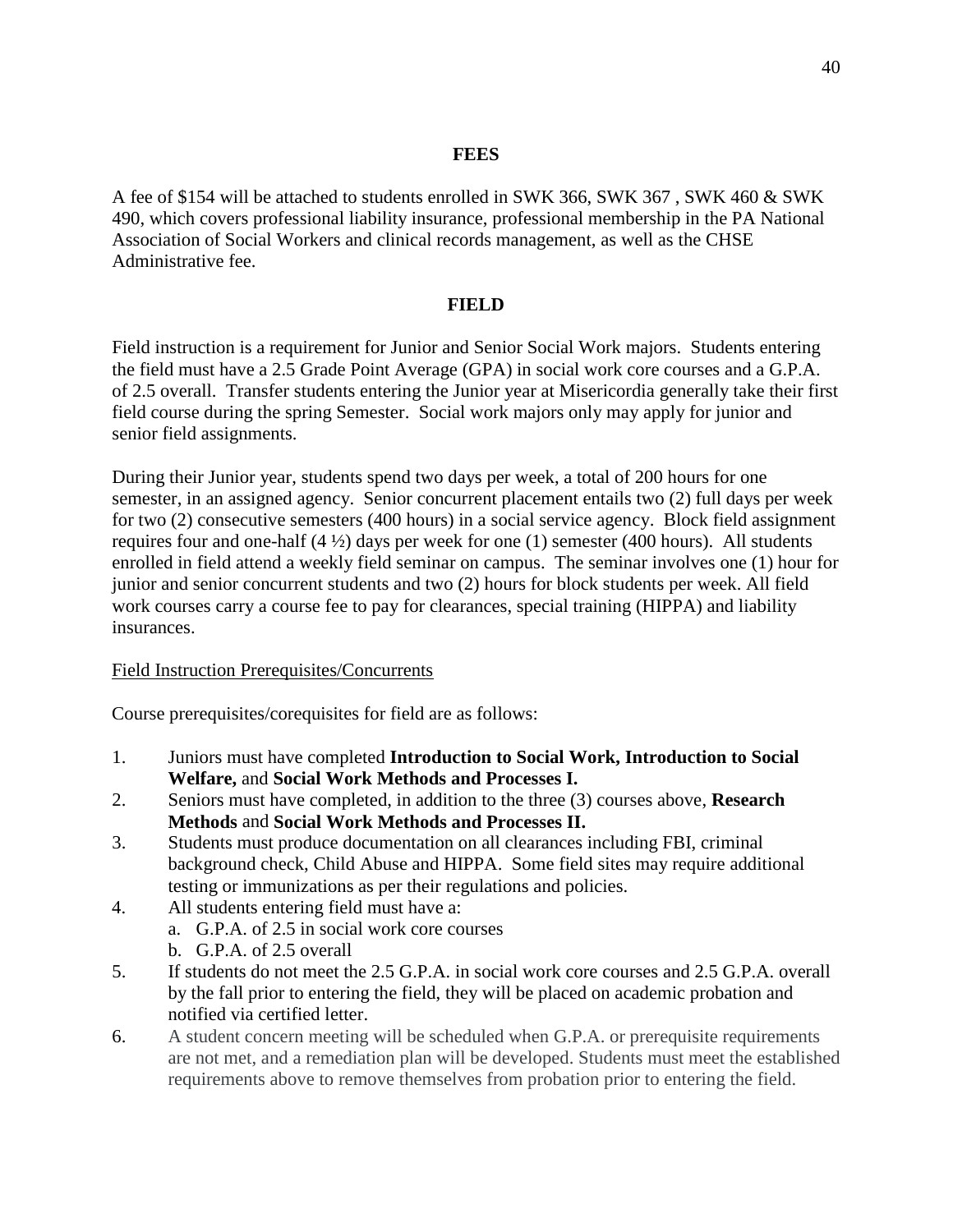## FEES

A fee of $154 will be attached to students enrolled in SWK 366, SWK 367 , SWK 460 & SWK 490, which covers professional liability insurance, professional membership in the PA National Association of Social Workers and clinical records management, as well as the CHSE Administrative fee.

## FIELD

Field instruction is a requirement for Junior and Senior Social Work majors. Students entering the field must have a 2.5 Grade Point Average (GPA) in social work core courses and a G.P.A. of 2.5 overall. Transfer students entering the Junior year at Misericordia generally take their first field course during the spring Semester. Social work majors only may apply for junior and senior field assignments.

During their Junior year, students spend two days per week, a total of 200 hours for one semester, in an assigned agency. Senior concurrent placement entails two (2) full days per week for two (2) consecutive semesters (400 hours) in a social service agency. Block field assignment requires four and one-half (4 ½) days per week for one (1) semester (400 hours). All students enrolled in field attend a weekly field seminar on campus. The seminar involves one (1) hour for junior and senior concurrent students and two (2) hours for block students per week. All field work courses carry a course fee to pay for clearances, special training (HIPPA) and liability insurances.

<u>Field Instruction Prerequisites/Concurrents</u>

Course prerequisites/corequisites for field are as follows:

1. Juniors must have completed **Introduction to Social Work, Introduction to Social Welfare,** and **Social Work Methods and Processes I.**
2. Seniors must have completed, in addition to the three (3) courses above, **Research Methods** and **Social Work Methods and Processes II.**
3. Students must produce documentation on all clearances including FBI, criminal background check, Child Abuse and HIPPA. Some field sites may require additional testing or immunizations as per their regulations and policies.
4. All students entering field must have a:
   a. G.P.A. of 2.5 in social work core courses
   b. G.P.A. of 2.5 overall
5. If students do not meet the 2.5 G.P.A. in social work core courses and 2.5 G.P.A. overall by the fall prior to entering the field, they will be placed on academic probation and notified via certified letter.
6. A student concern meeting will be scheduled when G.P.A. or prerequisite requirements are not met, and a remediation plan will be developed. Students must meet the established requirements above to remove themselves from probation prior to entering the field.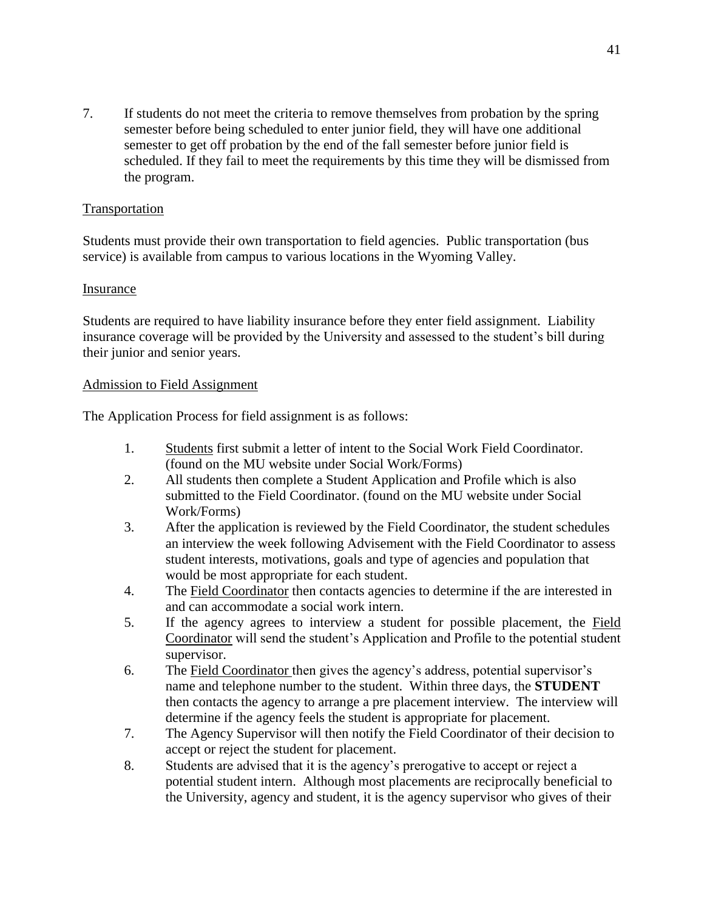7. If students do not meet the criteria to remove themselves from probation by the spring semester before being scheduled to enter junior field, they will have one additional semester to get off probation by the end of the fall semester before junior field is scheduled. If they fail to meet the requirements by this time they will be dismissed from the program.

<u>Transportation</u>

Students must provide their own transportation to field agencies. Public transportation (bus service) is available from campus to various locations in the Wyoming Valley.

<u>Insurance</u>

Students are required to have liability insurance before they enter field assignment. Liability insurance coverage will be provided by the University and assessed to the student's bill during their junior and senior years.

<u>Admission to Field Assignment</u>

The Application Process for field assignment is as follows:

1. <u>Students</u> first submit a letter of intent to the Social Work Field Coordinator. (found on the MU website under Social Work/Forms)
2. All students then complete a Student Application and Profile which is also submitted to the Field Coordinator. (found on the MU website under Social Work/Forms)
3. After the application is reviewed by the Field Coordinator, the student schedules an interview the week following Advisement with the Field Coordinator to assess student interests, motivations, goals and type of agencies and population that would be most appropriate for each student.
4. The <u>Field Coordinator</u> then contacts agencies to determine if the are interested in and can accommodate a social work intern.
5. If the agency agrees to interview a student for possible placement, the <u>Field Coordinator</u> will send the student's Application and Profile to the potential student supervisor.
6. The <u>Field Coordinator</u> then gives the agency's address, potential supervisor's name and telephone number to the student. Within three days, the **STUDENT** then contacts the agency to arrange a pre placement interview. The interview will determine if the agency feels the student is appropriate for placement.
7. The Agency Supervisor will then notify the Field Coordinator of their decision to accept or reject the student for placement.
8. Students are advised that it is the agency's prerogative to accept or reject a potential student intern. Although most placements are reciprocally beneficial to the University, agency and student, it is the agency supervisor who gives of their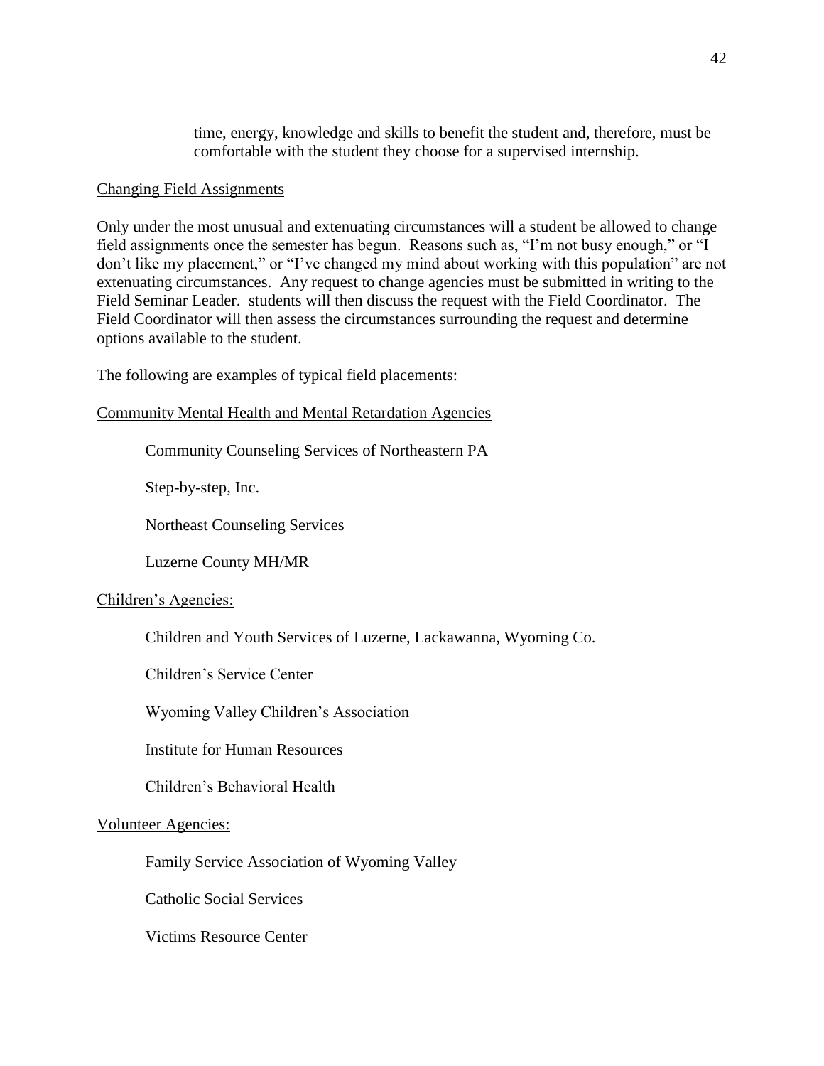time, energy, knowledge and skills to benefit the student and, therefore, must be comfortable with the student they choose for a supervised internship.

<u>Changing Field Assignments</u>

Only under the most unusual and extenuating circumstances will a student be allowed to change field assignments once the semester has begun. Reasons such as, "I'm not busy enough," or "I don't like my placement," or "I've changed my mind about working with this population" are not extenuating circumstances. Any request to change agencies must be submitted in writing to the Field Seminar Leader. students will then discuss the request with the Field Coordinator. The Field Coordinator will then assess the circumstances surrounding the request and determine options available to the student.

The following are examples of typical field placements:

<u>Community Mental Health and Mental Retardation Agencies</u>

Community Counseling Services of Northeastern PA

Step-by-step, Inc.

Northeast Counseling Services

Luzerne County MH/MR

<u>Children's Agencies:</u>

Children and Youth Services of Luzerne, Lackawanna, Wyoming Co.

Children's Service Center

Wyoming Valley Children's Association

Institute for Human Resources

Children's Behavioral Health

<u>Volunteer Agencies:</u>

Family Service Association of Wyoming Valley

Catholic Social Services

Victims Resource Center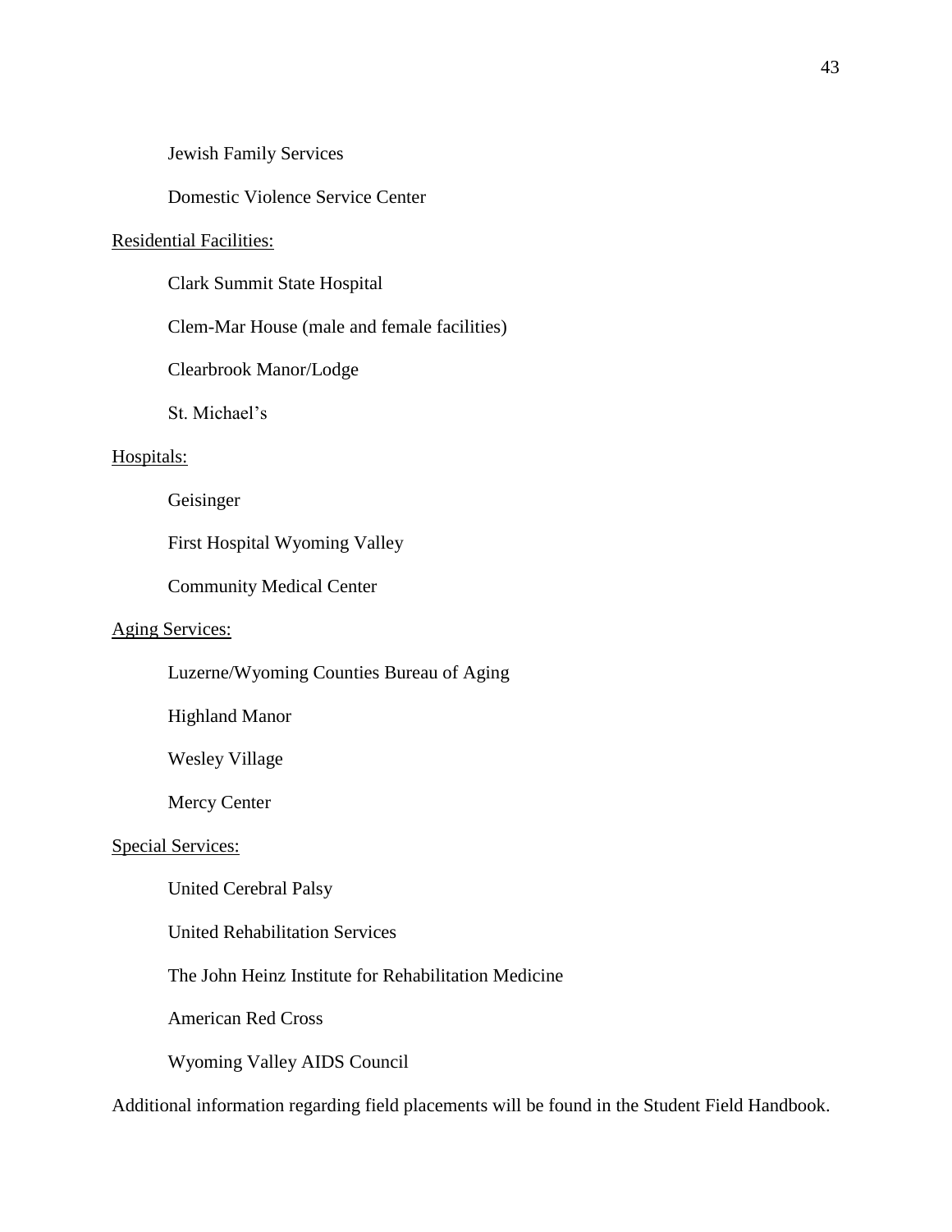Jewish Family Services

Domestic Violence Service Center

<u>Residential Facilities:</u>

Clark Summit State Hospital

Clem-Mar House (male and female facilities)

Clearbrook Manor/Lodge

St. Michael's

<u>Hospitals:</u>

Geisinger

First Hospital Wyoming Valley

Community Medical Center

<u>Aging Services:</u>

Luzerne/Wyoming Counties Bureau of Aging

Highland Manor

Wesley Village

Mercy Center

<u>Special Services:</u>

United Cerebral Palsy

United Rehabilitation Services

The John Heinz Institute for Rehabilitation Medicine

American Red Cross

Wyoming Valley AIDS Council

Additional information regarding field placements will be found in the Student Field Handbook.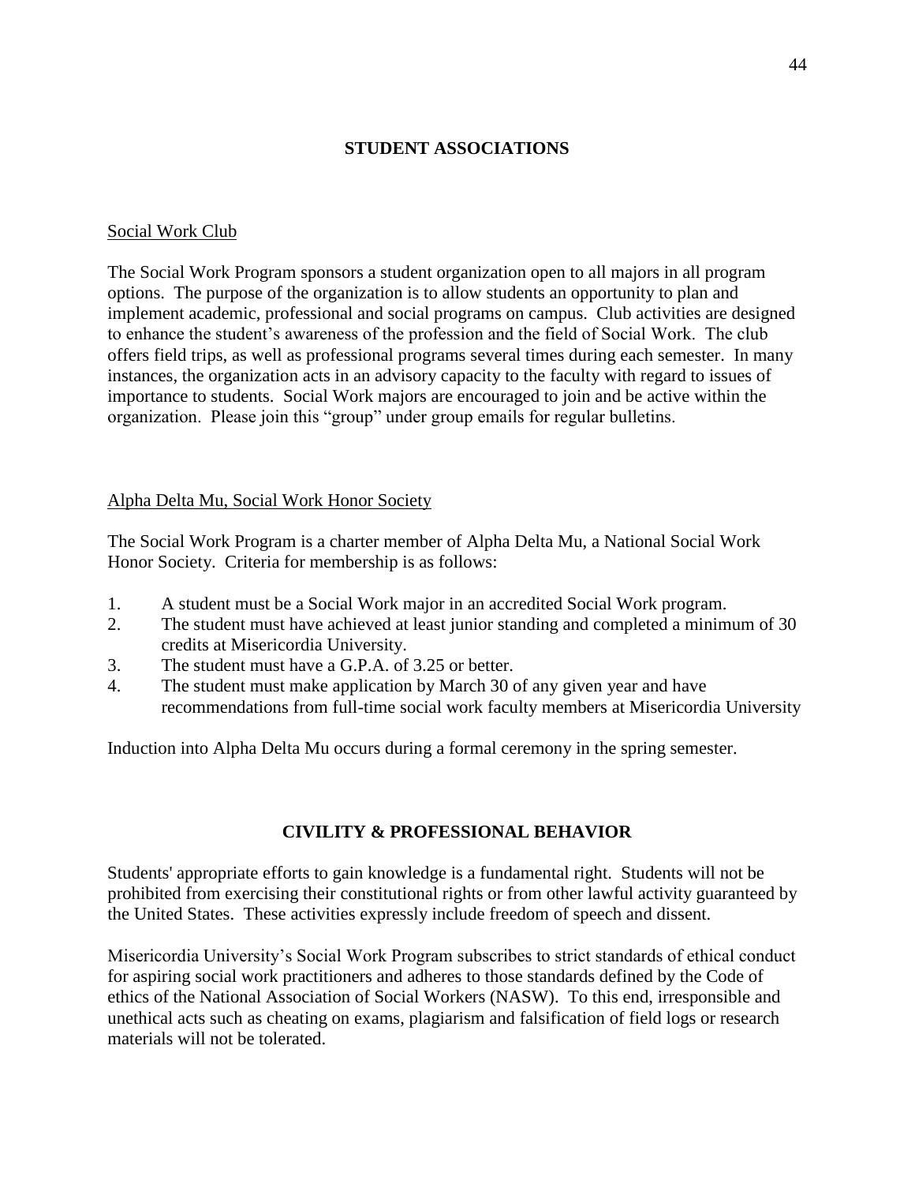## STUDENT ASSOCIATIONS

<u>Social Work Club</u>

The Social Work Program sponsors a student organization open to all majors in all program options. The purpose of the organization is to allow students an opportunity to plan and implement academic, professional and social programs on campus. Club activities are designed to enhance the student's awareness of the profession and the field of Social Work. The club offers field trips, as well as professional programs several times during each semester. In many instances, the organization acts in an advisory capacity to the faculty with regard to issues of importance to students. Social Work majors are encouraged to join and be active within the organization. Please join this "group" under group emails for regular bulletins.

<u>Alpha Delta Mu, Social Work Honor Society</u>

The Social Work Program is a charter member of Alpha Delta Mu, a National Social Work Honor Society. Criteria for membership is as follows:

1. A student must be a Social Work major in an accredited Social Work program.
2. The student must have achieved at least junior standing and completed a minimum of 30 credits at Misericordia University.
3. The student must have a G.P.A. of 3.25 or better.
4. The student must make application by March 30 of any given year and have recommendations from full-time social work faculty members at Misericordia University

Induction into Alpha Delta Mu occurs during a formal ceremony in the spring semester.

## CIVILITY & PROFESSIONAL BEHAVIOR

Students' appropriate efforts to gain knowledge is a fundamental right. Students will not be prohibited from exercising their constitutional rights or from other lawful activity guaranteed by the United States. These activities expressly include freedom of speech and dissent.

Misericordia University's Social Work Program subscribes to strict standards of ethical conduct for aspiring social work practitioners and adheres to those standards defined by the Code of ethics of the National Association of Social Workers (NASW). To this end, irresponsible and unethical acts such as cheating on exams, plagiarism and falsification of field logs or research materials will not be tolerated.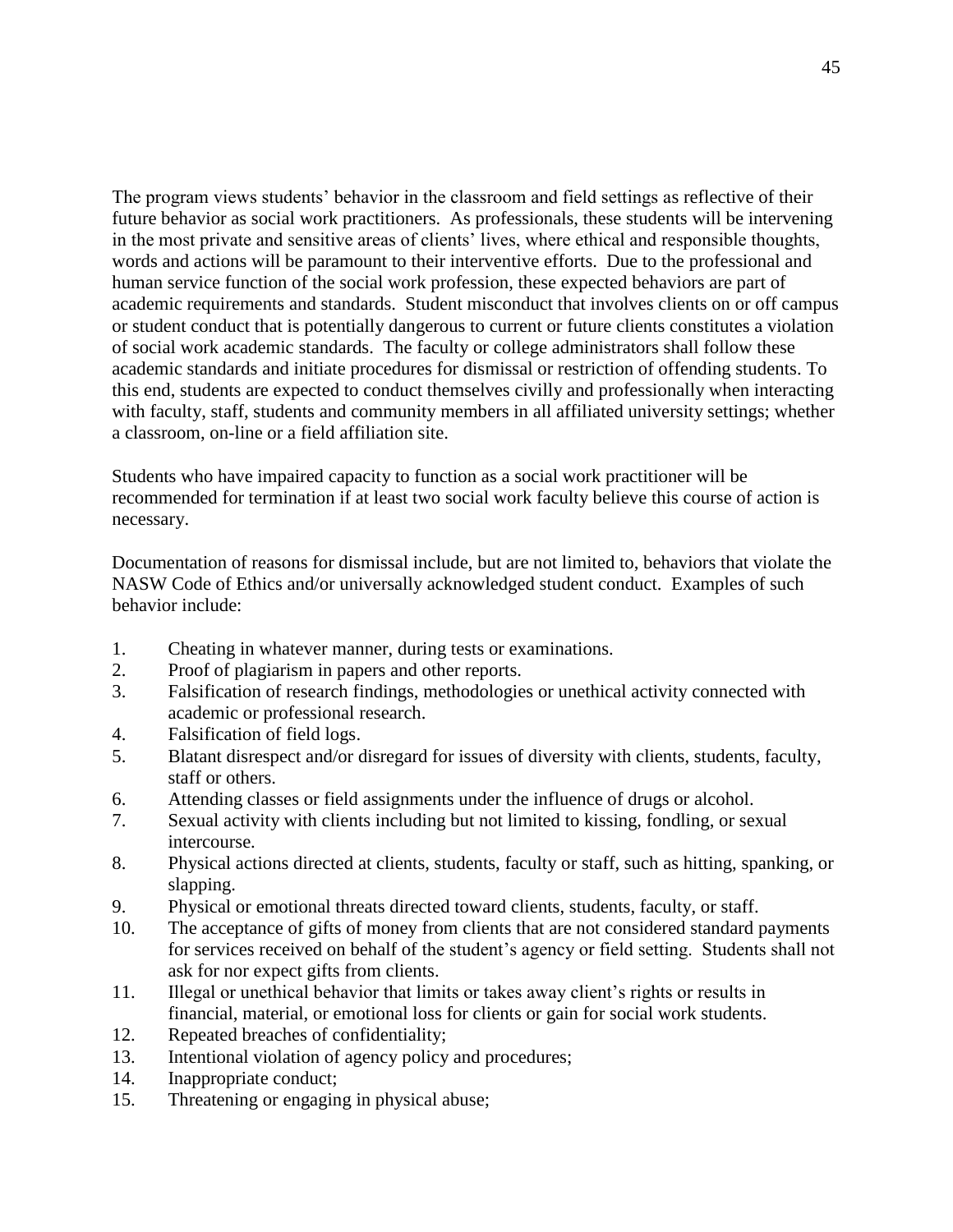The program views students' behavior in the classroom and field settings as reflective of their future behavior as social work practitioners. As professionals, these students will be intervening in the most private and sensitive areas of clients' lives, where ethical and responsible thoughts, words and actions will be paramount to their interventive efforts. Due to the professional and human service function of the social work profession, these expected behaviors are part of academic requirements and standards. Student misconduct that involves clients on or off campus or student conduct that is potentially dangerous to current or future clients constitutes a violation of social work academic standards. The faculty or college administrators shall follow these academic standards and initiate procedures for dismissal or restriction of offending students. To this end, students are expected to conduct themselves civilly and professionally when interacting with faculty, staff, students and community members in all affiliated university settings; whether a classroom, on-line or a field affiliation site.

Students who have impaired capacity to function as a social work practitioner will be recommended for termination if at least two social work faculty believe this course of action is necessary.

Documentation of reasons for dismissal include, but are not limited to, behaviors that violate the NASW Code of Ethics and/or universally acknowledged student conduct. Examples of such behavior include:

1. Cheating in whatever manner, during tests or examinations.
2. Proof of plagiarism in papers and other reports.
3. Falsification of research findings, methodologies or unethical activity connected with academic or professional research.
4. Falsification of field logs.
5. Blatant disrespect and/or disregard for issues of diversity with clients, students, faculty, staff or others.
6. Attending classes or field assignments under the influence of drugs or alcohol.
7. Sexual activity with clients including but not limited to kissing, fondling, or sexual intercourse.
8. Physical actions directed at clients, students, faculty or staff, such as hitting, spanking, or slapping.
9. Physical or emotional threats directed toward clients, students, faculty, or staff.
10. The acceptance of gifts of money from clients that are not considered standard payments for services received on behalf of the student's agency or field setting. Students shall not ask for nor expect gifts from clients.
11. Illegal or unethical behavior that limits or takes away client's rights or results in financial, material, or emotional loss for clients or gain for social work students.
12. Repeated breaches of confidentiality;
13. Intentional violation of agency policy and procedures;
14. Inappropriate conduct;
15. Threatening or engaging in physical abuse;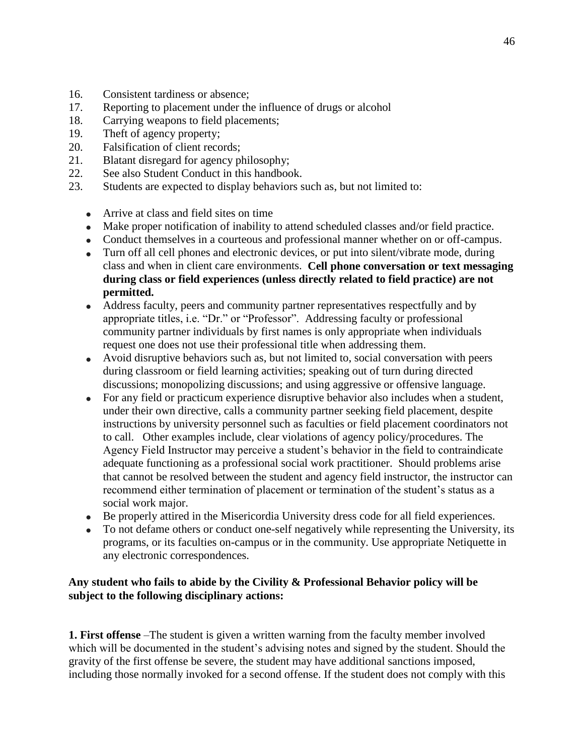16. Consistent tardiness or absence;
17. Reporting to placement under the influence of drugs or alcohol
18. Carrying weapons to field placements;
19. Theft of agency property;
20. Falsification of client records;
21. Blatant disregard for agency philosophy;
22. See also Student Conduct in this handbook.
23. Students are expected to display behaviors such as, but not limited to:

    - Arrive at class and field sites on time
    - Make proper notification of inability to attend scheduled classes and/or field practice.
    - Conduct themselves in a courteous and professional manner whether on or off-campus.
    - Turn off all cell phones and electronic devices, or put into silent/vibrate mode, during class and when in client care environments. **Cell phone conversation or text messaging during class or field experiences (unless directly related to field practice) are not permitted.**
    - Address faculty, peers and community partner representatives respectfully and by appropriate titles, i.e. "Dr." or "Professor". Addressing faculty or professional community partner individuals by first names is only appropriate when individuals request one does not use their professional title when addressing them.
    - Avoid disruptive behaviors such as, but not limited to, social conversation with peers during classroom or field learning activities; speaking out of turn during directed discussions; monopolizing discussions; and using aggressive or offensive language.
    - For any field or practicum experience disruptive behavior also includes when a student, under their own directive, calls a community partner seeking field placement, despite instructions by university personnel such as faculties or field placement coordinators not to call. Other examples include, clear violations of agency policy/procedures. The Agency Field Instructor may perceive a student's behavior in the field to contraindicate adequate functioning as a professional social work practitioner. Should problems arise that cannot be resolved between the student and agency field instructor, the instructor can recommend either termination of placement or termination of the student's status as a social work major.
    - Be properly attired in the Misericordia University dress code for all field experiences.
    - To not defame others or conduct one-self negatively while representing the University, its programs, or its faculties on-campus or in the community. Use appropriate Netiquette in any electronic correspondences.

**Any student who fails to abide by the Civility & Professional Behavior policy will be subject to the following disciplinary actions:**

**1. First offense** –The student is given a written warning from the faculty member involved which will be documented in the student's advising notes and signed by the student. Should the gravity of the first offense be severe, the student may have additional sanctions imposed, including those normally invoked for a second offense. If the student does not comply with this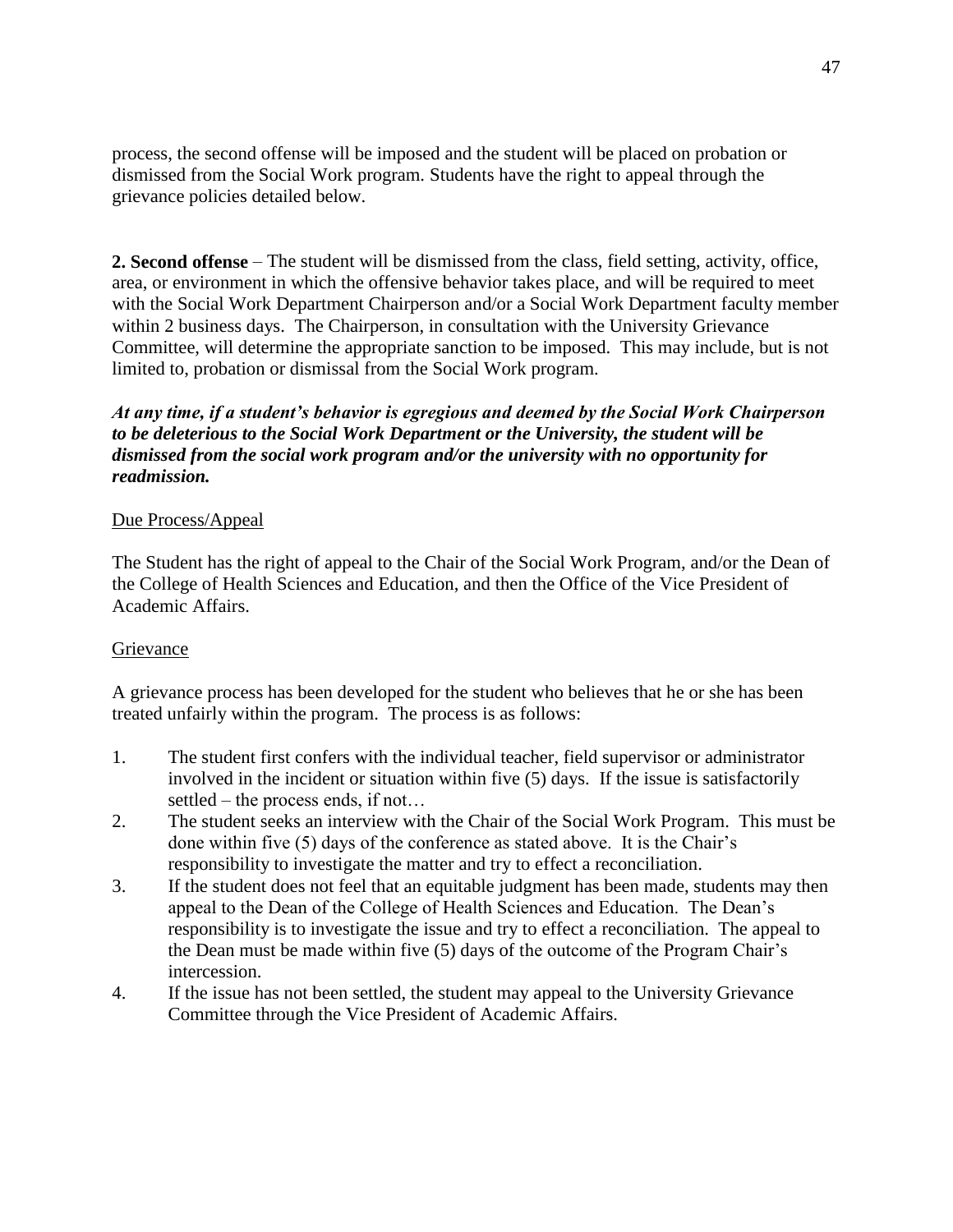process, the second offense will be imposed and the student will be placed on probation or dismissed from the Social Work program. Students have the right to appeal through the grievance policies detailed below.

**2. Second offense** – The student will be dismissed from the class, field setting, activity, office, area, or environment in which the offensive behavior takes place, and will be required to meet with the Social Work Department Chairperson and/or a Social Work Department faculty member within 2 business days. The Chairperson, in consultation with the University Grievance Committee, will determine the appropriate sanction to be imposed. This may include, but is not limited to, probation or dismissal from the Social Work program.

***At any time, if a student's behavior is egregious and deemed by the Social Work Chairperson to be deleterious to the Social Work Department or the University, the student will be dismissed from the social work program and/or the university with no opportunity for readmission.***

Due Process/Appeal

The Student has the right of appeal to the Chair of the Social Work Program, and/or the Dean of the College of Health Sciences and Education, and then the Office of the Vice President of Academic Affairs.

Grievance

A grievance process has been developed for the student who believes that he or she has been treated unfairly within the program. The process is as follows:

1. The student first confers with the individual teacher, field supervisor or administrator involved in the incident or situation within five (5) days. If the issue is satisfactorily settled – the process ends, if not…
2. The student seeks an interview with the Chair of the Social Work Program. This must be done within five (5) days of the conference as stated above. It is the Chair's responsibility to investigate the matter and try to effect a reconciliation.
3. If the student does not feel that an equitable judgment has been made, students may then appeal to the Dean of the College of Health Sciences and Education. The Dean's responsibility is to investigate the issue and try to effect a reconciliation. The appeal to the Dean must be made within five (5) days of the outcome of the Program Chair's intercession.
4. If the issue has not been settled, the student may appeal to the University Grievance Committee through the Vice President of Academic Affairs.